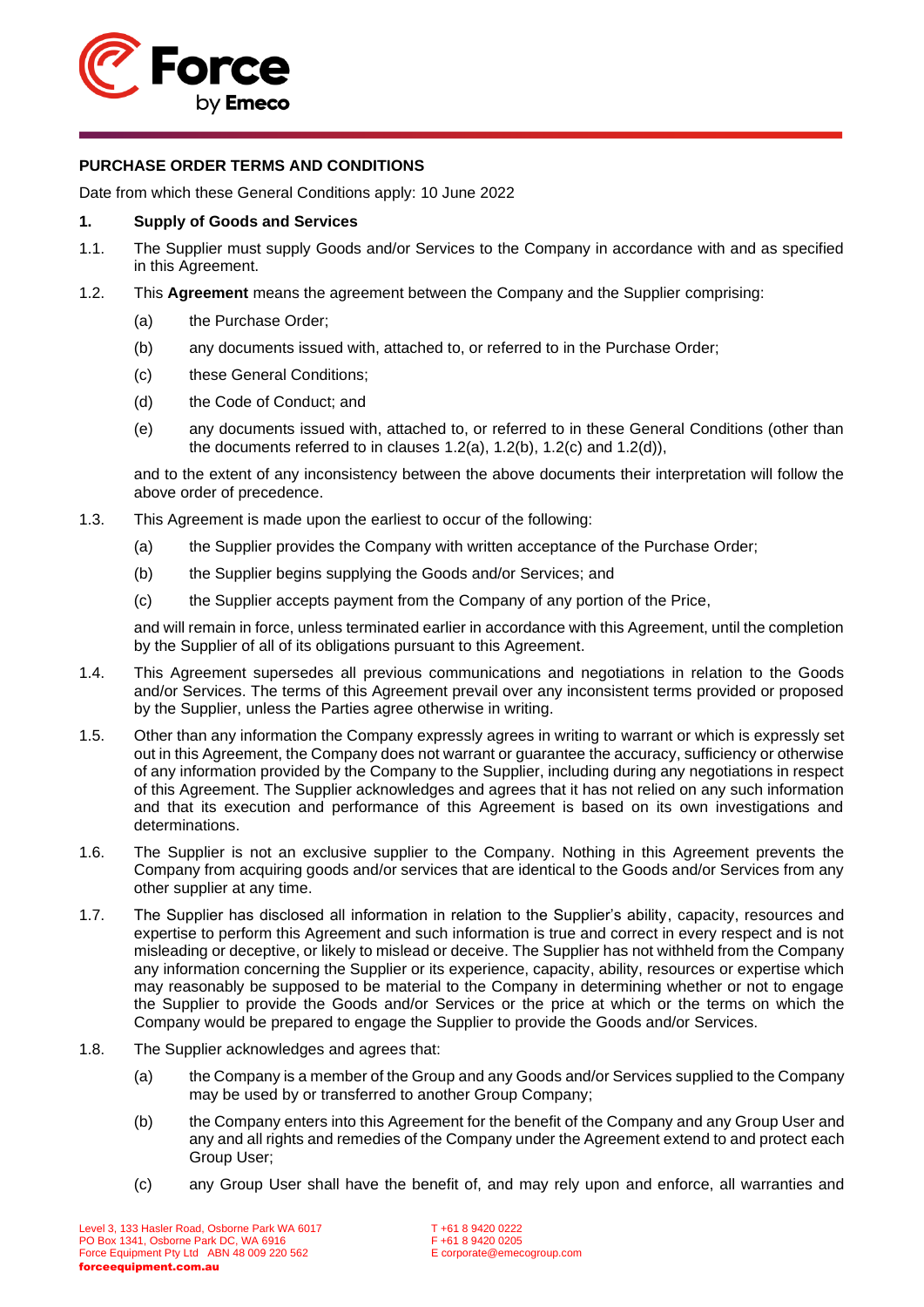## PURCHASE ORDER TERMS AND CONDITIONS

Date from which these General Conditions apply: 10 June 2022

### 1. Supply of Goods and Services

1.1. The Supplier must supply Goods and/or Services to the Company in accordance with and as specified in this Agreement.

1.2. This **Agreement** means the agreement between the Company and the Supplier comprising:

(a) the Purchase Order;

(b) any documents issued with, attached to, or referred to in the Purchase Order;

(c) these General Conditions;

(d) the Code of Conduct; and

(e) any documents issued with, attached to, or referred to in these General Conditions (other than the documents referred to in clauses 1.2(a), 1.2(b), 1.2(c) and 1.2(d)),

and to the extent of any inconsistency between the above documents their interpretation will follow the above order of precedence.

1.3. This Agreement is made upon the earliest to occur of the following:

(a) the Supplier provides the Company with written acceptance of the Purchase Order;

(b) the Supplier begins supplying the Goods and/or Services; and

(c) the Supplier accepts payment from the Company of any portion of the Price,

and will remain in force, unless terminated earlier in accordance with this Agreement, until the completion by the Supplier of all of its obligations pursuant to this Agreement.

1.4. This Agreement supersedes all previous communications and negotiations in relation to the Goods and/or Services. The terms of this Agreement prevail over any inconsistent terms provided or proposed by the Supplier, unless the Parties agree otherwise in writing.

1.5. Other than any information the Company expressly agrees in writing to warrant or which is expressly set out in this Agreement, the Company does not warrant or guarantee the accuracy, sufficiency or otherwise of any information provided by the Company to the Supplier, including during any negotiations in respect of this Agreement. The Supplier acknowledges and agrees that it has not relied on any such information and that its execution and performance of this Agreement is based on its own investigations and determinations.

1.6. The Supplier is not an exclusive supplier to the Company. Nothing in this Agreement prevents the Company from acquiring goods and/or services that are identical to the Goods and/or Services from any other supplier at any time.

1.7. The Supplier has disclosed all information in relation to the Supplier's ability, capacity, resources and expertise to perform this Agreement and such information is true and correct in every respect and is not misleading or deceptive, or likely to mislead or deceive. The Supplier has not withheld from the Company any information concerning the Supplier or its experience, capacity, ability, resources or expertise which may reasonably be supposed to be material to the Company in determining whether or not to engage the Supplier to provide the Goods and/or Services or the price at which or the terms on which the Company would be prepared to engage the Supplier to provide the Goods and/or Services.

1.8. The Supplier acknowledges and agrees that:

(a) the Company is a member of the Group and any Goods and/or Services supplied to the Company may be used by or transferred to another Group Company;

(b) the Company enters into this Agreement for the benefit of the Company and any Group User and any and all rights and remedies of the Company under the Agreement extend to and protect each Group User;

(c) any Group User shall have the benefit of, and may rely upon and enforce, all warranties and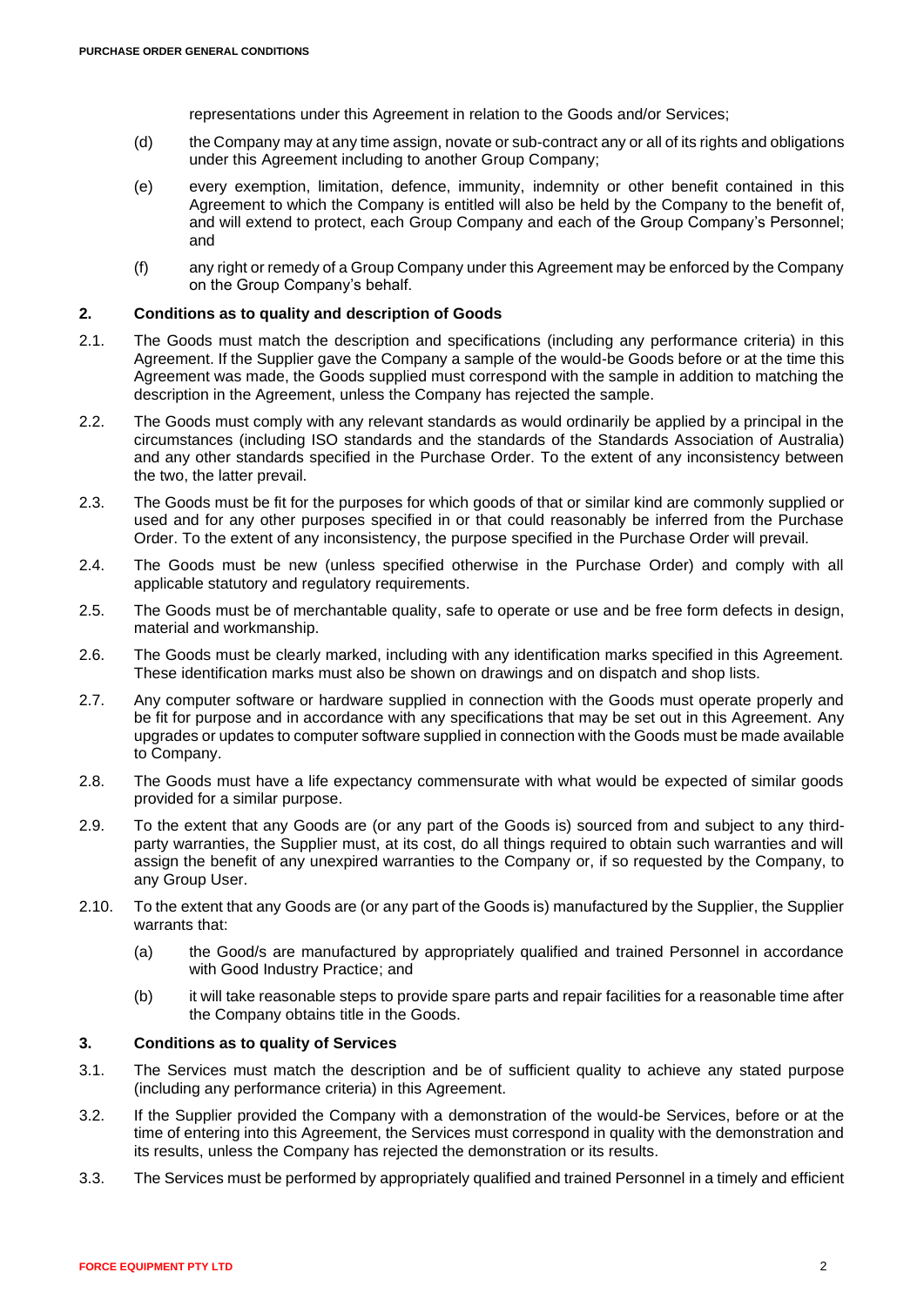representations under this Agreement in relation to the Goods and/or Services;

(d) the Company may at any time assign, novate or sub-contract any or all of its rights and obligations under this Agreement including to another Group Company;

(e) every exemption, limitation, defence, immunity, indemnity or other benefit contained in this Agreement to which the Company is entitled will also be held by the Company to the benefit of, and will extend to protect, each Group Company and each of the Group Company's Personnel; and

(f) any right or remedy of a Group Company under this Agreement may be enforced by the Company on the Group Company's behalf.

## 2. Conditions as to quality and description of Goods

2.1. The Goods must match the description and specifications (including any performance criteria) in this Agreement. If the Supplier gave the Company a sample of the would-be Goods before or at the time this Agreement was made, the Goods supplied must correspond with the sample in addition to matching the description in the Agreement, unless the Company has rejected the sample.

2.2. The Goods must comply with any relevant standards as would ordinarily be applied by a principal in the circumstances (including ISO standards and the standards of the Standards Association of Australia) and any other standards specified in the Purchase Order. To the extent of any inconsistency between the two, the latter prevail.

2.3. The Goods must be fit for the purposes for which goods of that or similar kind are commonly supplied or used and for any other purposes specified in or that could reasonably be inferred from the Purchase Order. To the extent of any inconsistency, the purpose specified in the Purchase Order will prevail.

2.4. The Goods must be new (unless specified otherwise in the Purchase Order) and comply with all applicable statutory and regulatory requirements.

2.5. The Goods must be of merchantable quality, safe to operate or use and be free form defects in design, material and workmanship.

2.6. The Goods must be clearly marked, including with any identification marks specified in this Agreement. These identification marks must also be shown on drawings and on dispatch and shop lists.

2.7. Any computer software or hardware supplied in connection with the Goods must operate properly and be fit for purpose and in accordance with any specifications that may be set out in this Agreement. Any upgrades or updates to computer software supplied in connection with the Goods must be made available to Company.

2.8. The Goods must have a life expectancy commensurate with what would be expected of similar goods provided for a similar purpose.

2.9. To the extent that any Goods are (or any part of the Goods is) sourced from and subject to any third-party warranties, the Supplier must, at its cost, do all things required to obtain such warranties and will assign the benefit of any unexpired warranties to the Company or, if so requested by the Company, to any Group User.

2.10. To the extent that any Goods are (or any part of the Goods is) manufactured by the Supplier, the Supplier warrants that:

(a) the Good/s are manufactured by appropriately qualified and trained Personnel in accordance with Good Industry Practice; and

(b) it will take reasonable steps to provide spare parts and repair facilities for a reasonable time after the Company obtains title in the Goods.

## 3. Conditions as to quality of Services

3.1. The Services must match the description and be of sufficient quality to achieve any stated purpose (including any performance criteria) in this Agreement.

3.2. If the Supplier provided the Company with a demonstration of the would-be Services, before or at the time of entering into this Agreement, the Services must correspond in quality with the demonstration and its results, unless the Company has rejected the demonstration or its results.

3.3. The Services must be performed by appropriately qualified and trained Personnel in a timely and efficient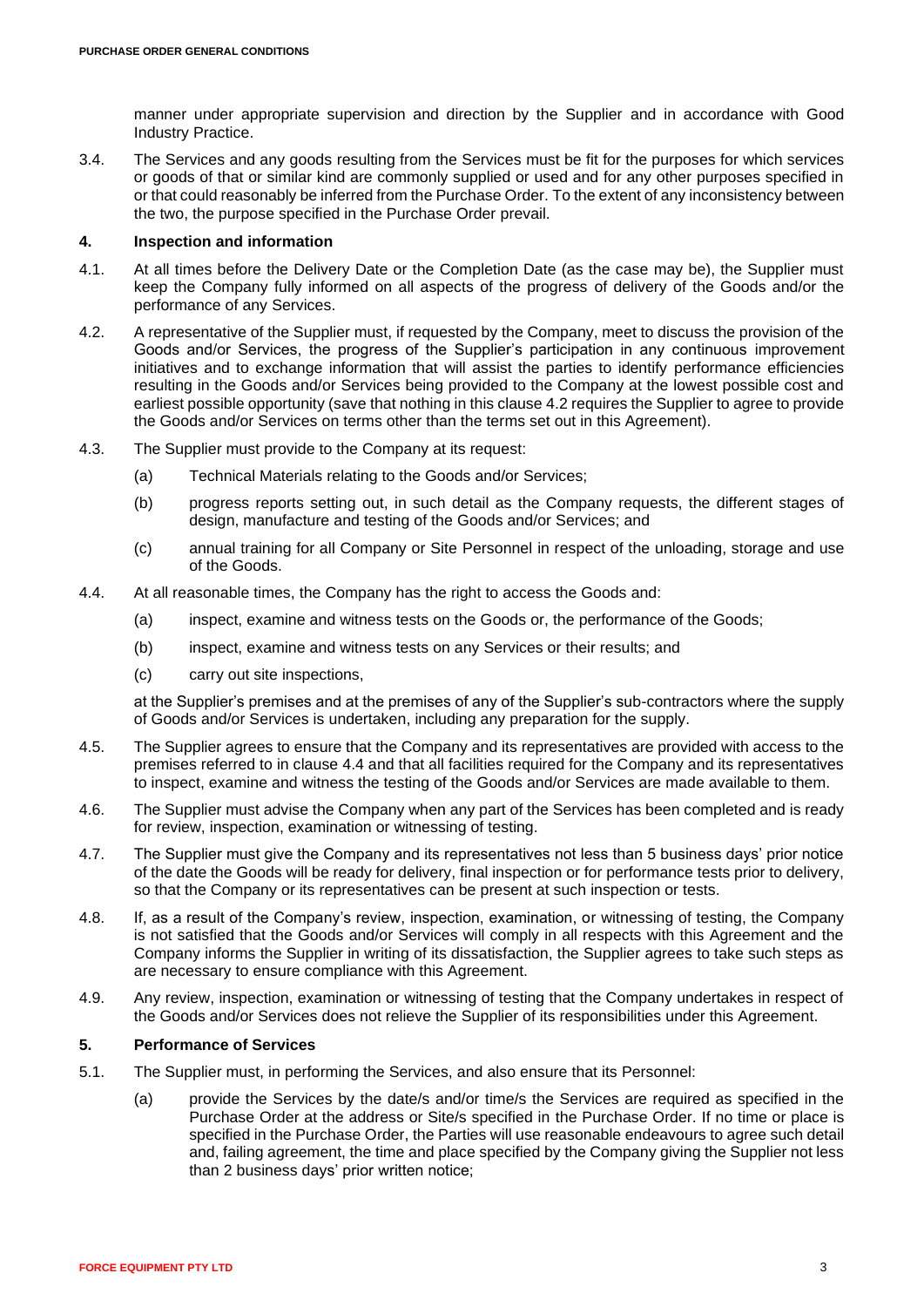manner under appropriate supervision and direction by the Supplier and in accordance with Good Industry Practice.

3.4. The Services and any goods resulting from the Services must be fit for the purposes for which services or goods of that or similar kind are commonly supplied or used and for any other purposes specified in or that could reasonably be inferred from the Purchase Order. To the extent of any inconsistency between the two, the purpose specified in the Purchase Order prevail.

## 4. Inspection and information

4.1. At all times before the Delivery Date or the Completion Date (as the case may be), the Supplier must keep the Company fully informed on all aspects of the progress of delivery of the Goods and/or the performance of any Services.

4.2. A representative of the Supplier must, if requested by the Company, meet to discuss the provision of the Goods and/or Services, the progress of the Supplier's participation in any continuous improvement initiatives and to exchange information that will assist the parties to identify performance efficiencies resulting in the Goods and/or Services being provided to the Company at the lowest possible cost and earliest possible opportunity (save that nothing in this clause 4.2 requires the Supplier to agree to provide the Goods and/or Services on terms other than the terms set out in this Agreement).

4.3. The Supplier must provide to the Company at its request:

(a) Technical Materials relating to the Goods and/or Services;

(b) progress reports setting out, in such detail as the Company requests, the different stages of design, manufacture and testing of the Goods and/or Services; and

(c) annual training for all Company or Site Personnel in respect of the unloading, storage and use of the Goods.

4.4. At all reasonable times, the Company has the right to access the Goods and:

(a) inspect, examine and witness tests on the Goods or, the performance of the Goods;

(b) inspect, examine and witness tests on any Services or their results; and

(c) carry out site inspections,

at the Supplier's premises and at the premises of any of the Supplier's sub-contractors where the supply of Goods and/or Services is undertaken, including any preparation for the supply.

4.5. The Supplier agrees to ensure that the Company and its representatives are provided with access to the premises referred to in clause 4.4 and that all facilities required for the Company and its representatives to inspect, examine and witness the testing of the Goods and/or Services are made available to them.

4.6. The Supplier must advise the Company when any part of the Services has been completed and is ready for review, inspection, examination or witnessing of testing.

4.7. The Supplier must give the Company and its representatives not less than 5 business days' prior notice of the date the Goods will be ready for delivery, final inspection or for performance tests prior to delivery, so that the Company or its representatives can be present at such inspection or tests.

4.8. If, as a result of the Company's review, inspection, examination, or witnessing of testing, the Company is not satisfied that the Goods and/or Services will comply in all respects with this Agreement and the Company informs the Supplier in writing of its dissatisfaction, the Supplier agrees to take such steps as are necessary to ensure compliance with this Agreement.

4.9. Any review, inspection, examination or witnessing of testing that the Company undertakes in respect of the Goods and/or Services does not relieve the Supplier of its responsibilities under this Agreement.

## 5. Performance of Services

5.1. The Supplier must, in performing the Services, and also ensure that its Personnel:

(a) provide the Services by the date/s and/or time/s the Services are required as specified in the Purchase Order at the address or Site/s specified in the Purchase Order. If no time or place is specified in the Purchase Order, the Parties will use reasonable endeavours to agree such detail and, failing agreement, the time and place specified by the Company giving the Supplier not less than 2 business days' prior written notice;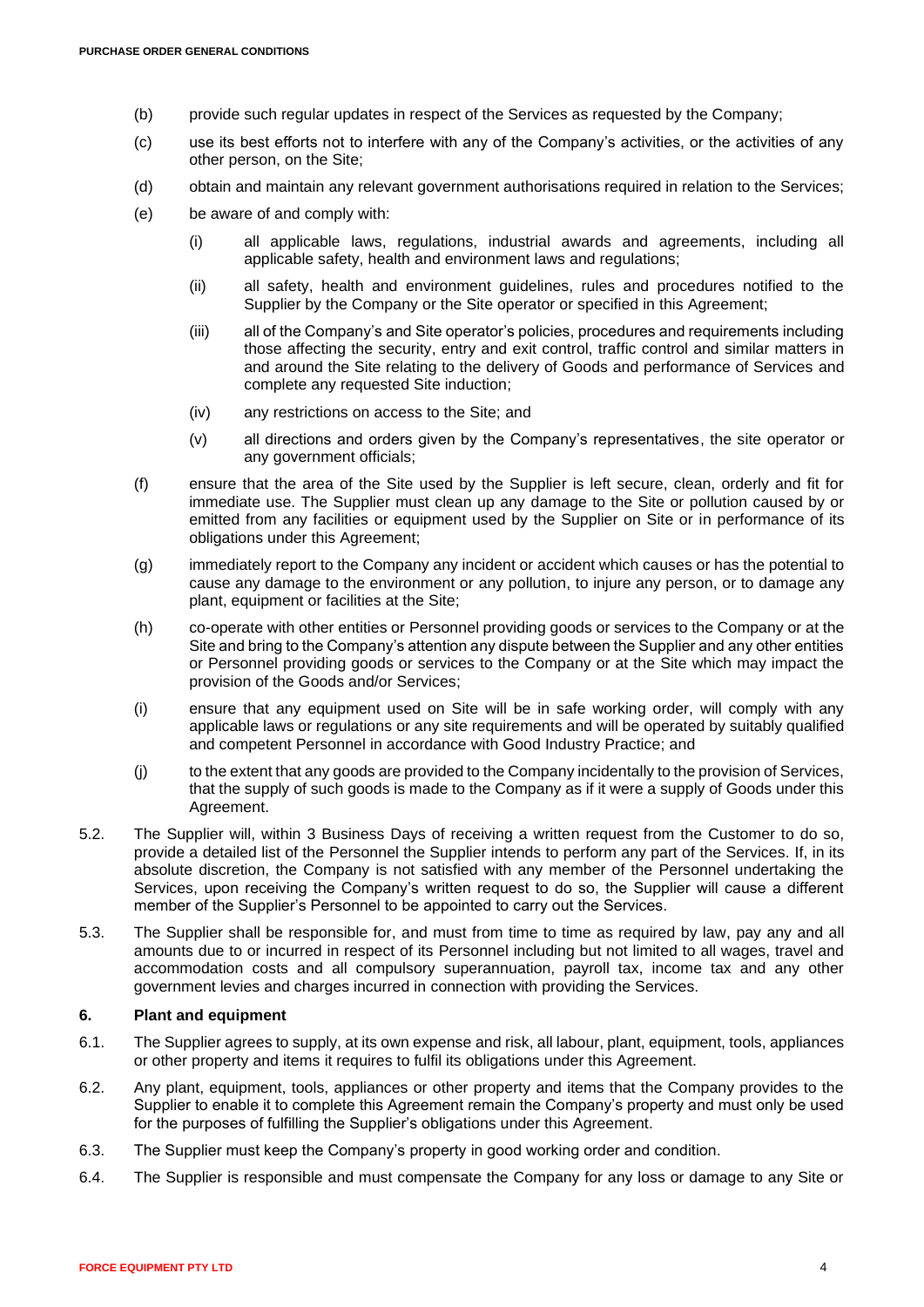(b) provide such regular updates in respect of the Services as requested by the Company;

(c) use its best efforts not to interfere with any of the Company's activities, or the activities of any other person, on the Site;

(d) obtain and maintain any relevant government authorisations required in relation to the Services;

(e) be aware of and comply with:

  (i) all applicable laws, regulations, industrial awards and agreements, including all applicable safety, health and environment laws and regulations;

  (ii) all safety, health and environment guidelines, rules and procedures notified to the Supplier by the Company or the Site operator or specified in this Agreement;

  (iii) all of the Company's and Site operator's policies, procedures and requirements including those affecting the security, entry and exit control, traffic control and similar matters in and around the Site relating to the delivery of Goods and performance of Services and complete any requested Site induction;

  (iv) any restrictions on access to the Site; and

  (v) all directions and orders given by the Company's representatives, the site operator or any government officials;

(f) ensure that the area of the Site used by the Supplier is left secure, clean, orderly and fit for immediate use. The Supplier must clean up any damage to the Site or pollution caused by or emitted from any facilities or equipment used by the Supplier on Site or in performance of its obligations under this Agreement;

(g) immediately report to the Company any incident or accident which causes or has the potential to cause any damage to the environment or any pollution, to injure any person, or to damage any plant, equipment or facilities at the Site;

(h) co-operate with other entities or Personnel providing goods or services to the Company or at the Site and bring to the Company's attention any dispute between the Supplier and any other entities or Personnel providing goods or services to the Company or at the Site which may impact the provision of the Goods and/or Services;

(i) ensure that any equipment used on Site will be in safe working order, will comply with any applicable laws or regulations or any site requirements and will be operated by suitably qualified and competent Personnel in accordance with Good Industry Practice; and

(j) to the extent that any goods are provided to the Company incidentally to the provision of Services, that the supply of such goods is made to the Company as if it were a supply of Goods under this Agreement.

5.2. The Supplier will, within 3 Business Days of receiving a written request from the Customer to do so, provide a detailed list of the Personnel the Supplier intends to perform any part of the Services. If, in its absolute discretion, the Company is not satisfied with any member of the Personnel undertaking the Services, upon receiving the Company's written request to do so, the Supplier will cause a different member of the Supplier's Personnel to be appointed to carry out the Services.

5.3. The Supplier shall be responsible for, and must from time to time as required by law, pay any and all amounts due to or incurred in respect of its Personnel including but not limited to all wages, travel and accommodation costs and all compulsory superannuation, payroll tax, income tax and any other government levies and charges incurred in connection with providing the Services.

### 6. Plant and equipment

6.1. The Supplier agrees to supply, at its own expense and risk, all labour, plant, equipment, tools, appliances or other property and items it requires to fulfil its obligations under this Agreement.

6.2. Any plant, equipment, tools, appliances or other property and items that the Company provides to the Supplier to enable it to complete this Agreement remain the Company's property and must only be used for the purposes of fulfilling the Supplier's obligations under this Agreement.

6.3. The Supplier must keep the Company's property in good working order and condition.

6.4. The Supplier is responsible and must compensate the Company for any loss or damage to any Site or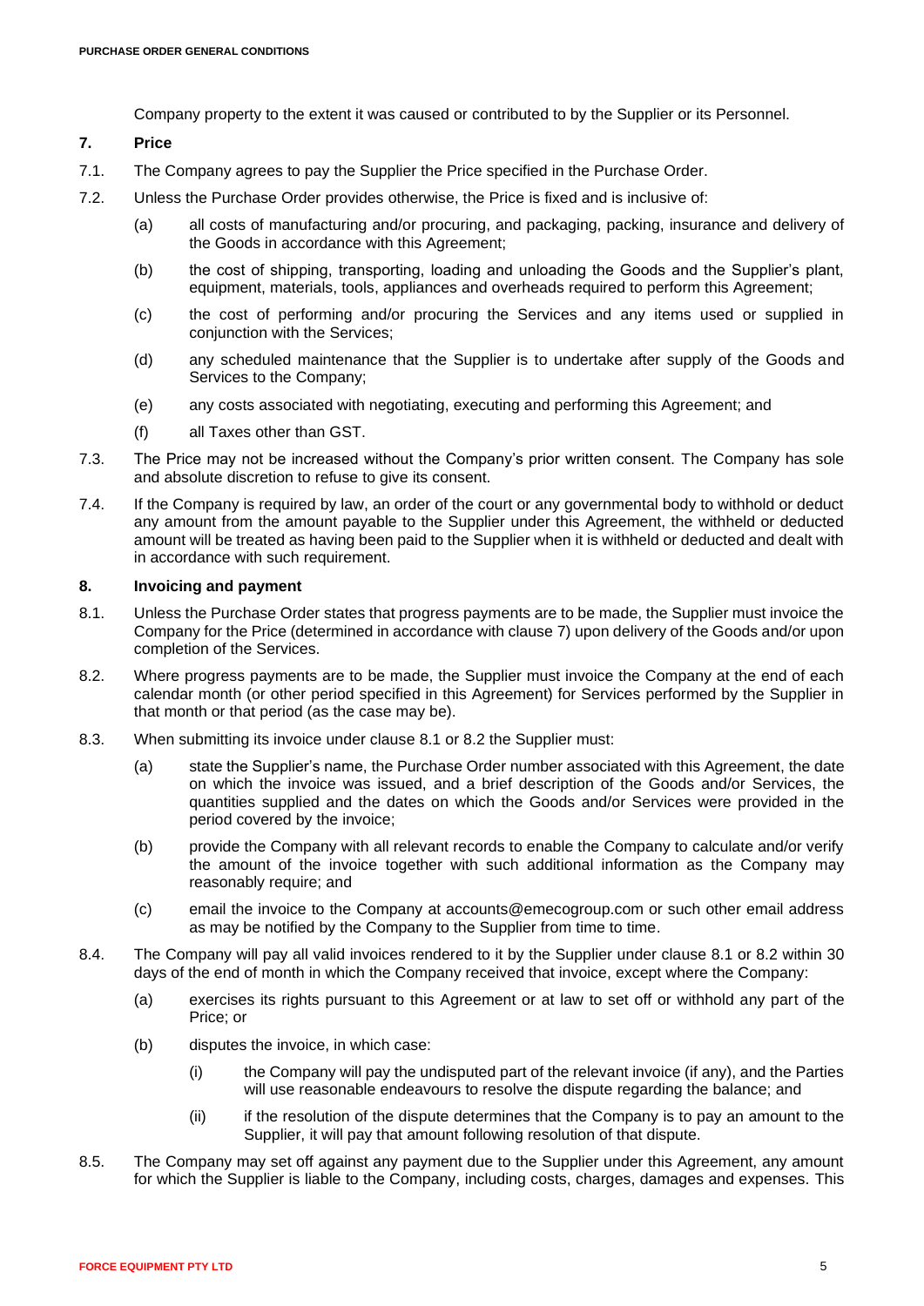Company property to the extent it was caused or contributed to by the Supplier or its Personnel.

## 7. Price

7.1. The Company agrees to pay the Supplier the Price specified in the Purchase Order.

7.2. Unless the Purchase Order provides otherwise, the Price is fixed and is inclusive of:

- (a) all costs of manufacturing and/or procuring, and packaging, packing, insurance and delivery of the Goods in accordance with this Agreement;
- (b) the cost of shipping, transporting, loading and unloading the Goods and the Supplier's plant, equipment, materials, tools, appliances and overheads required to perform this Agreement;
- (c) the cost of performing and/or procuring the Services and any items used or supplied in conjunction with the Services;
- (d) any scheduled maintenance that the Supplier is to undertake after supply of the Goods and Services to the Company;
- (e) any costs associated with negotiating, executing and performing this Agreement; and
- (f) all Taxes other than GST.

7.3. The Price may not be increased without the Company's prior written consent. The Company has sole and absolute discretion to refuse to give its consent.

7.4. If the Company is required by law, an order of the court or any governmental body to withhold or deduct any amount from the amount payable to the Supplier under this Agreement, the withheld or deducted amount will be treated as having been paid to the Supplier when it is withheld or deducted and dealt with in accordance with such requirement.

## 8. Invoicing and payment

8.1. Unless the Purchase Order states that progress payments are to be made, the Supplier must invoice the Company for the Price (determined in accordance with clause 7) upon delivery of the Goods and/or upon completion of the Services.

8.2. Where progress payments are to be made, the Supplier must invoice the Company at the end of each calendar month (or other period specified in this Agreement) for Services performed by the Supplier in that month or that period (as the case may be).

8.3. When submitting its invoice under clause 8.1 or 8.2 the Supplier must:

- (a) state the Supplier's name, the Purchase Order number associated with this Agreement, the date on which the invoice was issued, and a brief description of the Goods and/or Services, the quantities supplied and the dates on which the Goods and/or Services were provided in the period covered by the invoice;
- (b) provide the Company with all relevant records to enable the Company to calculate and/or verify the amount of the invoice together with such additional information as the Company may reasonably require; and
- (c) email the invoice to the Company at accounts@emecogroup.com or such other email address as may be notified by the Company to the Supplier from time to time.

8.4. The Company will pay all valid invoices rendered to it by the Supplier under clause 8.1 or 8.2 within 30 days of the end of month in which the Company received that invoice, except where the Company:

- (a) exercises its rights pursuant to this Agreement or at law to set off or withhold any part of the Price; or
- (b) disputes the invoice, in which case:
  - (i) the Company will pay the undisputed part of the relevant invoice (if any), and the Parties will use reasonable endeavours to resolve the dispute regarding the balance; and
  - (ii) if the resolution of the dispute determines that the Company is to pay an amount to the Supplier, it will pay that amount following resolution of that dispute.

8.5. The Company may set off against any payment due to the Supplier under this Agreement, any amount for which the Supplier is liable to the Company, including costs, charges, damages and expenses. This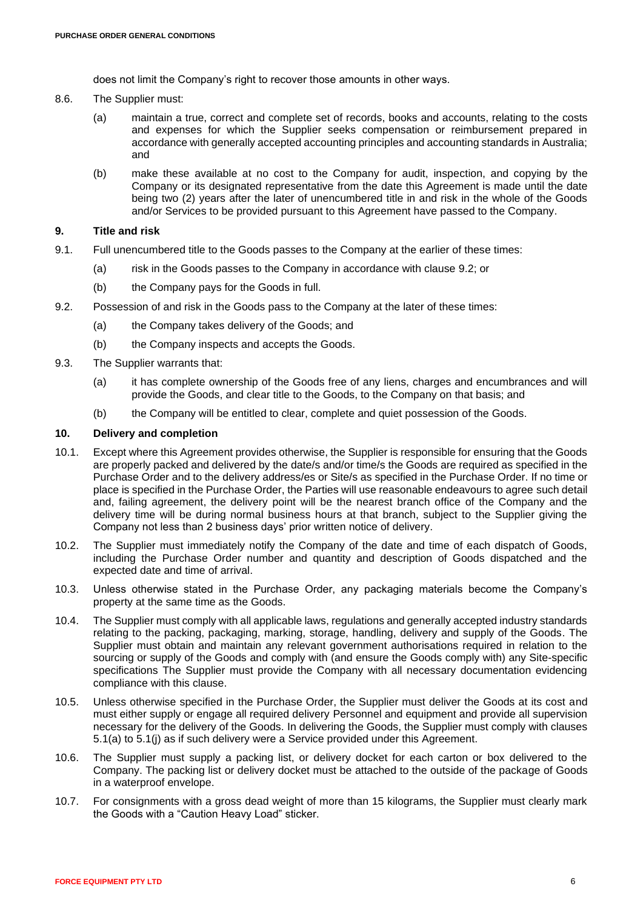does not limit the Company's right to recover those amounts in other ways.

8.6. The Supplier must:

(a) maintain a true, correct and complete set of records, books and accounts, relating to the costs and expenses for which the Supplier seeks compensation or reimbursement prepared in accordance with generally accepted accounting principles and accounting standards in Australia; and

(b) make these available at no cost to the Company for audit, inspection, and copying by the Company or its designated representative from the date this Agreement is made until the date being two (2) years after the later of unencumbered title in and risk in the whole of the Goods and/or Services to be provided pursuant to this Agreement have passed to the Company.

## 9. Title and risk

9.1. Full unencumbered title to the Goods passes to the Company at the earlier of these times:

(a) risk in the Goods passes to the Company in accordance with clause 9.2; or

(b) the Company pays for the Goods in full.

9.2. Possession of and risk in the Goods pass to the Company at the later of these times:

(a) the Company takes delivery of the Goods; and

(b) the Company inspects and accepts the Goods.

9.3. The Supplier warrants that:

(a) it has complete ownership of the Goods free of any liens, charges and encumbrances and will provide the Goods, and clear title to the Goods, to the Company on that basis; and

(b) the Company will be entitled to clear, complete and quiet possession of the Goods.

## 10. Delivery and completion

10.1. Except where this Agreement provides otherwise, the Supplier is responsible for ensuring that the Goods are properly packed and delivered by the date/s and/or time/s the Goods are required as specified in the Purchase Order and to the delivery address/es or Site/s as specified in the Purchase Order. If no time or place is specified in the Purchase Order, the Parties will use reasonable endeavours to agree such detail and, failing agreement, the delivery point will be the nearest branch office of the Company and the delivery time will be during normal business hours at that branch, subject to the Supplier giving the Company not less than 2 business days' prior written notice of delivery.

10.2. The Supplier must immediately notify the Company of the date and time of each dispatch of Goods, including the Purchase Order number and quantity and description of Goods dispatched and the expected date and time of arrival.

10.3. Unless otherwise stated in the Purchase Order, any packaging materials become the Company's property at the same time as the Goods.

10.4. The Supplier must comply with all applicable laws, regulations and generally accepted industry standards relating to the packing, packaging, marking, storage, handling, delivery and supply of the Goods. The Supplier must obtain and maintain any relevant government authorisations required in relation to the sourcing or supply of the Goods and comply with (and ensure the Goods comply with) any Site-specific specifications The Supplier must provide the Company with all necessary documentation evidencing compliance with this clause.

10.5. Unless otherwise specified in the Purchase Order, the Supplier must deliver the Goods at its cost and must either supply or engage all required delivery Personnel and equipment and provide all supervision necessary for the delivery of the Goods. In delivering the Goods, the Supplier must comply with clauses 5.1(a) to 5.1(j) as if such delivery were a Service provided under this Agreement.

10.6. The Supplier must supply a packing list, or delivery docket for each carton or box delivered to the Company. The packing list or delivery docket must be attached to the outside of the package of Goods in a waterproof envelope.

10.7. For consignments with a gross dead weight of more than 15 kilograms, the Supplier must clearly mark the Goods with a "Caution Heavy Load" sticker.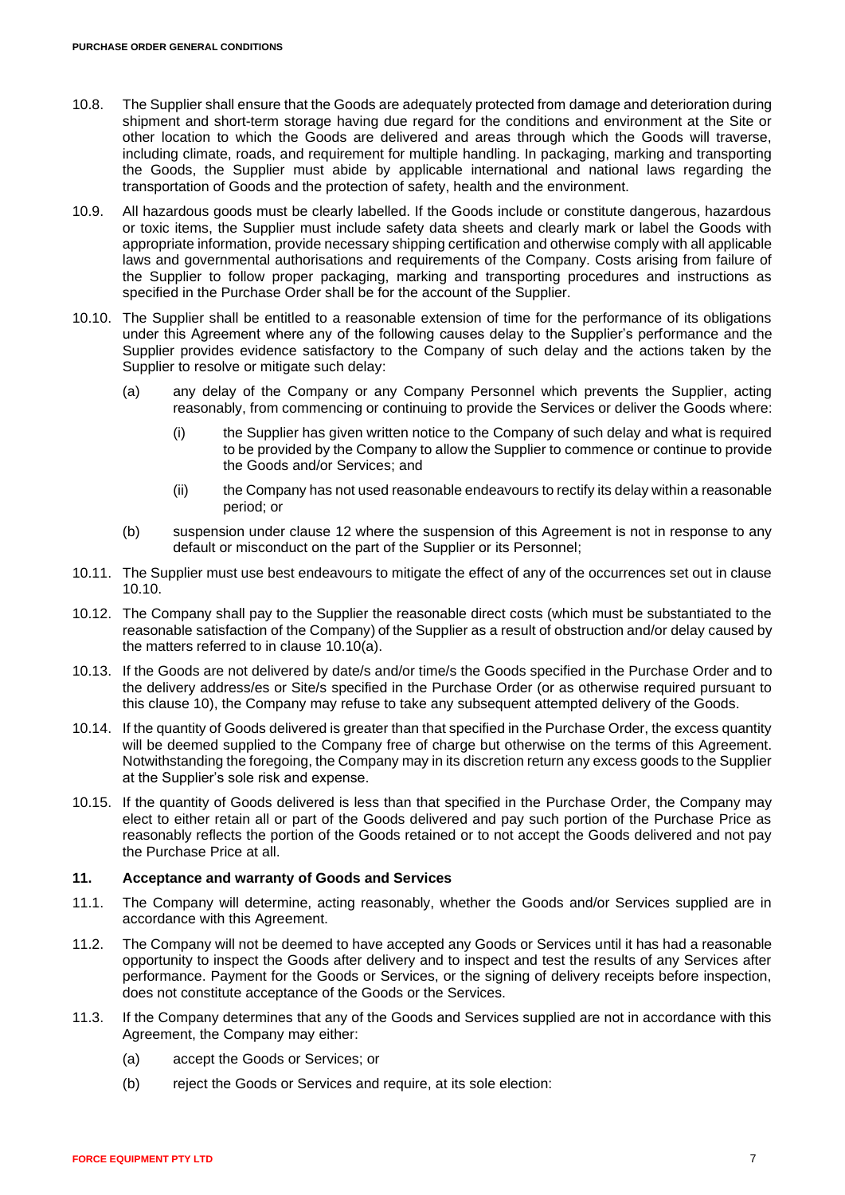10.8. The Supplier shall ensure that the Goods are adequately protected from damage and deterioration during shipment and short-term storage having due regard for the conditions and environment at the Site or other location to which the Goods are delivered and areas through which the Goods will traverse, including climate, roads, and requirement for multiple handling. In packaging, marking and transporting the Goods, the Supplier must abide by applicable international and national laws regarding the transportation of Goods and the protection of safety, health and the environment.

10.9. All hazardous goods must be clearly labelled. If the Goods include or constitute dangerous, hazardous or toxic items, the Supplier must include safety data sheets and clearly mark or label the Goods with appropriate information, provide necessary shipping certification and otherwise comply with all applicable laws and governmental authorisations and requirements of the Company. Costs arising from failure of the Supplier to follow proper packaging, marking and transporting procedures and instructions as specified in the Purchase Order shall be for the account of the Supplier.

10.10. The Supplier shall be entitled to a reasonable extension of time for the performance of its obligations under this Agreement where any of the following causes delay to the Supplier's performance and the Supplier provides evidence satisfactory to the Company of such delay and the actions taken by the Supplier to resolve or mitigate such delay:

(a) any delay of the Company or any Company Personnel which prevents the Supplier, acting reasonably, from commencing or continuing to provide the Services or deliver the Goods where:

(i) the Supplier has given written notice to the Company of such delay and what is required to be provided by the Company to allow the Supplier to commence or continue to provide the Goods and/or Services; and

(ii) the Company has not used reasonable endeavours to rectify its delay within a reasonable period; or

(b) suspension under clause 12 where the suspension of this Agreement is not in response to any default or misconduct on the part of the Supplier or its Personnel;

10.11. The Supplier must use best endeavours to mitigate the effect of any of the occurrences set out in clause 10.10.

10.12. The Company shall pay to the Supplier the reasonable direct costs (which must be substantiated to the reasonable satisfaction of the Company) of the Supplier as a result of obstruction and/or delay caused by the matters referred to in clause 10.10(a).

10.13. If the Goods are not delivered by date/s and/or time/s the Goods specified in the Purchase Order and to the delivery address/es or Site/s specified in the Purchase Order (or as otherwise required pursuant to this clause 10), the Company may refuse to take any subsequent attempted delivery of the Goods.

10.14. If the quantity of Goods delivered is greater than that specified in the Purchase Order, the excess quantity will be deemed supplied to the Company free of charge but otherwise on the terms of this Agreement. Notwithstanding the foregoing, the Company may in its discretion return any excess goods to the Supplier at the Supplier's sole risk and expense.

10.15. If the quantity of Goods delivered is less than that specified in the Purchase Order, the Company may elect to either retain all or part of the Goods delivered and pay such portion of the Purchase Price as reasonably reflects the portion of the Goods retained or to not accept the Goods delivered and not pay the Purchase Price at all.

## 11. Acceptance and warranty of Goods and Services

11.1. The Company will determine, acting reasonably, whether the Goods and/or Services supplied are in accordance with this Agreement.

11.2. The Company will not be deemed to have accepted any Goods or Services until it has had a reasonable opportunity to inspect the Goods after delivery and to inspect and test the results of any Services after performance. Payment for the Goods or Services, or the signing of delivery receipts before inspection, does not constitute acceptance of the Goods or the Services.

11.3. If the Company determines that any of the Goods and Services supplied are not in accordance with this Agreement, the Company may either:

(a) accept the Goods or Services; or

(b) reject the Goods or Services and require, at its sole election: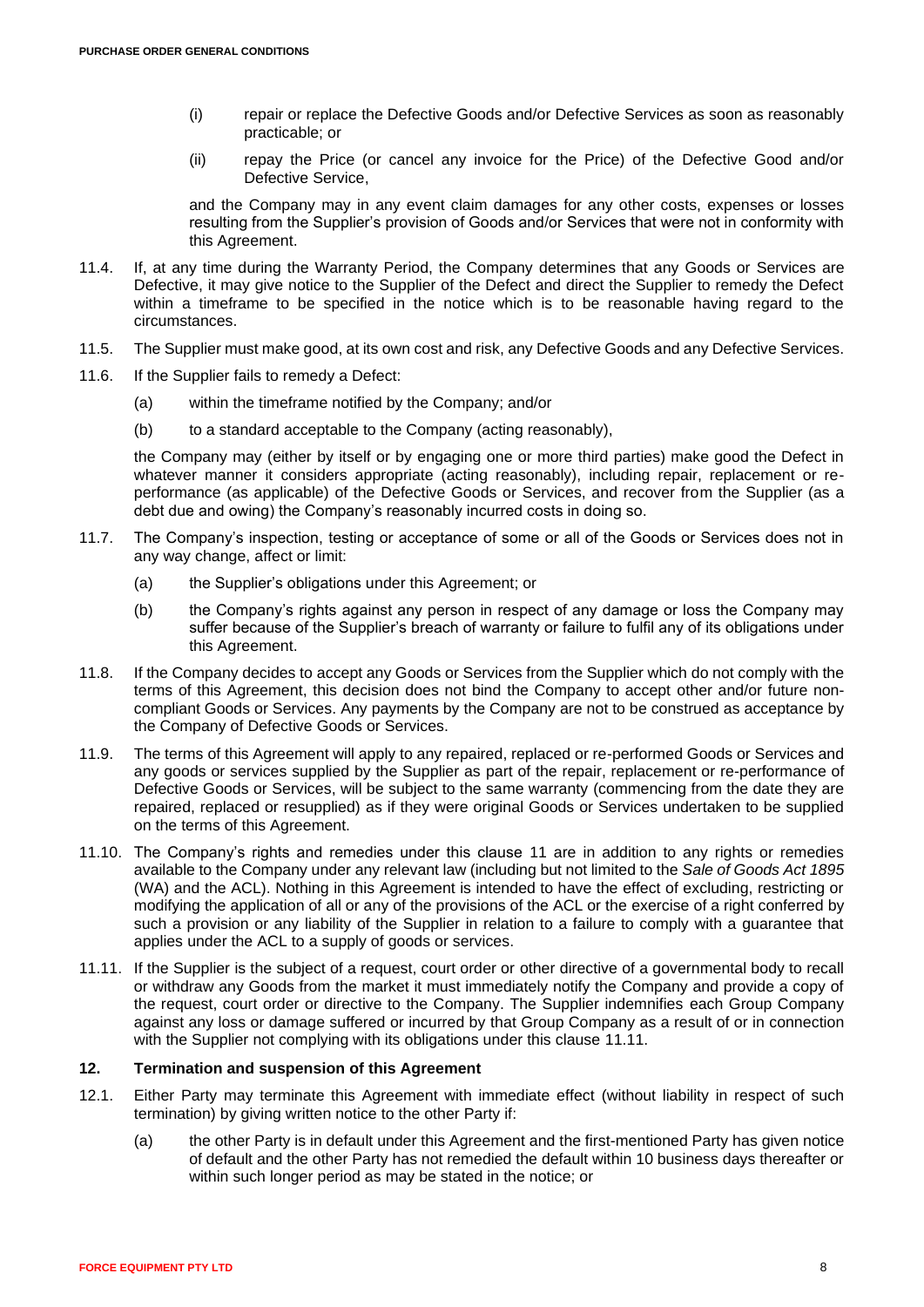(i) repair or replace the Defective Goods and/or Defective Services as soon as reasonably practicable; or

(ii) repay the Price (or cancel any invoice for the Price) of the Defective Good and/or Defective Service,

and the Company may in any event claim damages for any other costs, expenses or losses resulting from the Supplier's provision of Goods and/or Services that were not in conformity with this Agreement.

11.4. If, at any time during the Warranty Period, the Company determines that any Goods or Services are Defective, it may give notice to the Supplier of the Defect and direct the Supplier to remedy the Defect within a timeframe to be specified in the notice which is to be reasonable having regard to the circumstances.

11.5. The Supplier must make good, at its own cost and risk, any Defective Goods and any Defective Services.

11.6. If the Supplier fails to remedy a Defect:

(a) within the timeframe notified by the Company; and/or

(b) to a standard acceptable to the Company (acting reasonably),

the Company may (either by itself or by engaging one or more third parties) make good the Defect in whatever manner it considers appropriate (acting reasonably), including repair, replacement or re-performance (as applicable) of the Defective Goods or Services, and recover from the Supplier (as a debt due and owing) the Company's reasonably incurred costs in doing so.

11.7. The Company's inspection, testing or acceptance of some or all of the Goods or Services does not in any way change, affect or limit:

(a) the Supplier's obligations under this Agreement; or

(b) the Company's rights against any person in respect of any damage or loss the Company may suffer because of the Supplier's breach of warranty or failure to fulfil any of its obligations under this Agreement.

11.8. If the Company decides to accept any Goods or Services from the Supplier which do not comply with the terms of this Agreement, this decision does not bind the Company to accept other and/or future non-compliant Goods or Services. Any payments by the Company are not to be construed as acceptance by the Company of Defective Goods or Services.

11.9. The terms of this Agreement will apply to any repaired, replaced or re-performed Goods or Services and any goods or services supplied by the Supplier as part of the repair, replacement or re-performance of Defective Goods or Services, will be subject to the same warranty (commencing from the date they are repaired, replaced or resupplied) as if they were original Goods or Services undertaken to be supplied on the terms of this Agreement.

11.10. The Company's rights and remedies under this clause 11 are in addition to any rights or remedies available to the Company under any relevant law (including but not limited to the *Sale of Goods Act 1895* (WA) and the ACL). Nothing in this Agreement is intended to have the effect of excluding, restricting or modifying the application of all or any of the provisions of the ACL or the exercise of a right conferred by such a provision or any liability of the Supplier in relation to a failure to comply with a guarantee that applies under the ACL to a supply of goods or services.

11.11. If the Supplier is the subject of a request, court order or other directive of a governmental body to recall or withdraw any Goods from the market it must immediately notify the Company and provide a copy of the request, court order or directive to the Company. The Supplier indemnifies each Group Company against any loss or damage suffered or incurred by that Group Company as a result of or in connection with the Supplier not complying with its obligations under this clause 11.11.

## 12. Termination and suspension of this Agreement

12.1. Either Party may terminate this Agreement with immediate effect (without liability in respect of such termination) by giving written notice to the other Party if:

(a) the other Party is in default under this Agreement and the first-mentioned Party has given notice of default and the other Party has not remedied the default within 10 business days thereafter or within such longer period as may be stated in the notice; or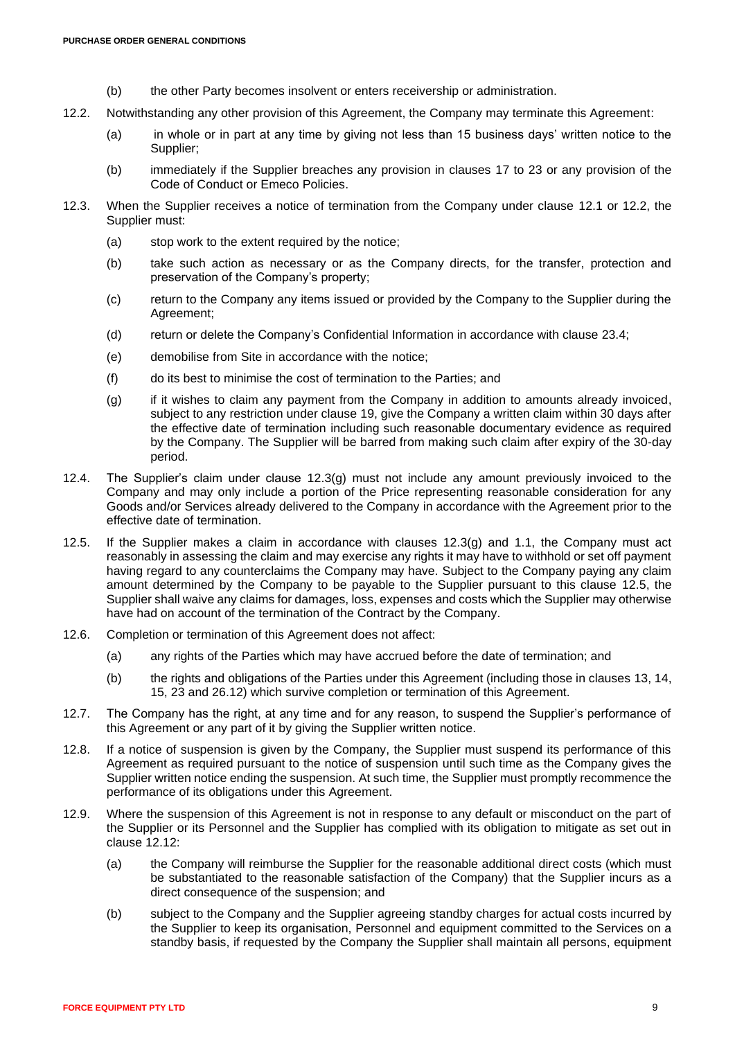(b) the other Party becomes insolvent or enters receivership or administration.

12.2. Notwithstanding any other provision of this Agreement, the Company may terminate this Agreement:

(a) in whole or in part at any time by giving not less than 15 business days' written notice to the Supplier;

(b) immediately if the Supplier breaches any provision in clauses 17 to 23 or any provision of the Code of Conduct or Emeco Policies.

12.3. When the Supplier receives a notice of termination from the Company under clause 12.1 or 12.2, the Supplier must:

(a) stop work to the extent required by the notice;

(b) take such action as necessary or as the Company directs, for the transfer, protection and preservation of the Company's property;

(c) return to the Company any items issued or provided by the Company to the Supplier during the Agreement;

(d) return or delete the Company's Confidential Information in accordance with clause 23.4;

(e) demobilise from Site in accordance with the notice;

(f) do its best to minimise the cost of termination to the Parties; and

(g) if it wishes to claim any payment from the Company in addition to amounts already invoiced, subject to any restriction under clause 19, give the Company a written claim within 30 days after the effective date of termination including such reasonable documentary evidence as required by the Company. The Supplier will be barred from making such claim after expiry of the 30-day period.

12.4. The Supplier's claim under clause 12.3(g) must not include any amount previously invoiced to the Company and may only include a portion of the Price representing reasonable consideration for any Goods and/or Services already delivered to the Company in accordance with the Agreement prior to the effective date of termination.

12.5. If the Supplier makes a claim in accordance with clauses 12.3(g) and 1.1, the Company must act reasonably in assessing the claim and may exercise any rights it may have to withhold or set off payment having regard to any counterclaims the Company may have. Subject to the Company paying any claim amount determined by the Company to be payable to the Supplier pursuant to this clause 12.5, the Supplier shall waive any claims for damages, loss, expenses and costs which the Supplier may otherwise have had on account of the termination of the Contract by the Company.

12.6. Completion or termination of this Agreement does not affect:

(a) any rights of the Parties which may have accrued before the date of termination; and

(b) the rights and obligations of the Parties under this Agreement (including those in clauses 13, 14, 15, 23 and 26.12) which survive completion or termination of this Agreement.

12.7. The Company has the right, at any time and for any reason, to suspend the Supplier's performance of this Agreement or any part of it by giving the Supplier written notice.

12.8. If a notice of suspension is given by the Company, the Supplier must suspend its performance of this Agreement as required pursuant to the notice of suspension until such time as the Company gives the Supplier written notice ending the suspension. At such time, the Supplier must promptly recommence the performance of its obligations under this Agreement.

12.9. Where the suspension of this Agreement is not in response to any default or misconduct on the part of the Supplier or its Personnel and the Supplier has complied with its obligation to mitigate as set out in clause 12.12:

(a) the Company will reimburse the Supplier for the reasonable additional direct costs (which must be substantiated to the reasonable satisfaction of the Company) that the Supplier incurs as a direct consequence of the suspension; and

(b) subject to the Company and the Supplier agreeing standby charges for actual costs incurred by the Supplier to keep its organisation, Personnel and equipment committed to the Services on a standby basis, if requested by the Company the Supplier shall maintain all persons, equipment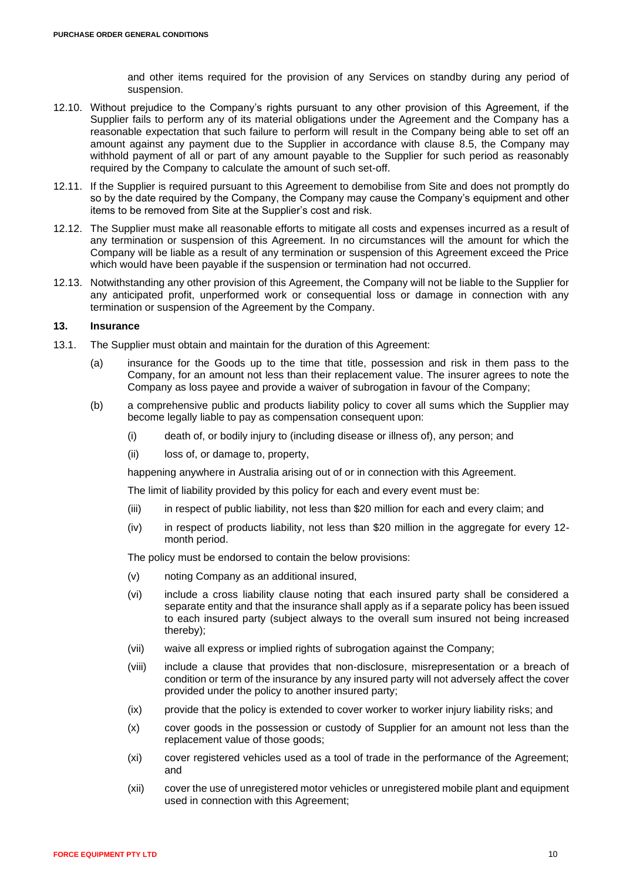and other items required for the provision of any Services on standby during any period of suspension.

12.10. Without prejudice to the Company's rights pursuant to any other provision of this Agreement, if the Supplier fails to perform any of its material obligations under the Agreement and the Company has a reasonable expectation that such failure to perform will result in the Company being able to set off an amount against any payment due to the Supplier in accordance with clause 8.5, the Company may withhold payment of all or part of any amount payable to the Supplier for such period as reasonably required by the Company to calculate the amount of such set-off.

12.11. If the Supplier is required pursuant to this Agreement to demobilise from Site and does not promptly do so by the date required by the Company, the Company may cause the Company's equipment and other items to be removed from Site at the Supplier's cost and risk.

12.12. The Supplier must make all reasonable efforts to mitigate all costs and expenses incurred as a result of any termination or suspension of this Agreement. In no circumstances will the amount for which the Company will be liable as a result of any termination or suspension of this Agreement exceed the Price which would have been payable if the suspension or termination had not occurred.

12.13. Notwithstanding any other provision of this Agreement, the Company will not be liable to the Supplier for any anticipated profit, unperformed work or consequential loss or damage in connection with any termination or suspension of the Agreement by the Company.

## 13. Insurance

13.1. The Supplier must obtain and maintain for the duration of this Agreement:

(a) insurance for the Goods up to the time that title, possession and risk in them pass to the Company, for an amount not less than their replacement value. The insurer agrees to note the Company as loss payee and provide a waiver of subrogation in favour of the Company;

(b) a comprehensive public and products liability policy to cover all sums which the Supplier may become legally liable to pay as compensation consequent upon:

(i) death of, or bodily injury to (including disease or illness of), any person; and

(ii) loss of, or damage to, property,

happening anywhere in Australia arising out of or in connection with this Agreement.

The limit of liability provided by this policy for each and every event must be:

(iii) in respect of public liability, not less than $20 million for each and every claim; and

(iv) in respect of products liability, not less than $20 million in the aggregate for every 12-month period.

The policy must be endorsed to contain the below provisions:

(v) noting Company as an additional insured,

(vi) include a cross liability clause noting that each insured party shall be considered a separate entity and that the insurance shall apply as if a separate policy has been issued to each insured party (subject always to the overall sum insured not being increased thereby);

(vii) waive all express or implied rights of subrogation against the Company;

(viii) include a clause that provides that non-disclosure, misrepresentation or a breach of condition or term of the insurance by any insured party will not adversely affect the cover provided under the policy to another insured party;

(ix) provide that the policy is extended to cover worker to worker injury liability risks; and

(x) cover goods in the possession or custody of Supplier for an amount not less than the replacement value of those goods;

(xi) cover registered vehicles used as a tool of trade in the performance of the Agreement; and

(xii) cover the use of unregistered motor vehicles or unregistered mobile plant and equipment used in connection with this Agreement;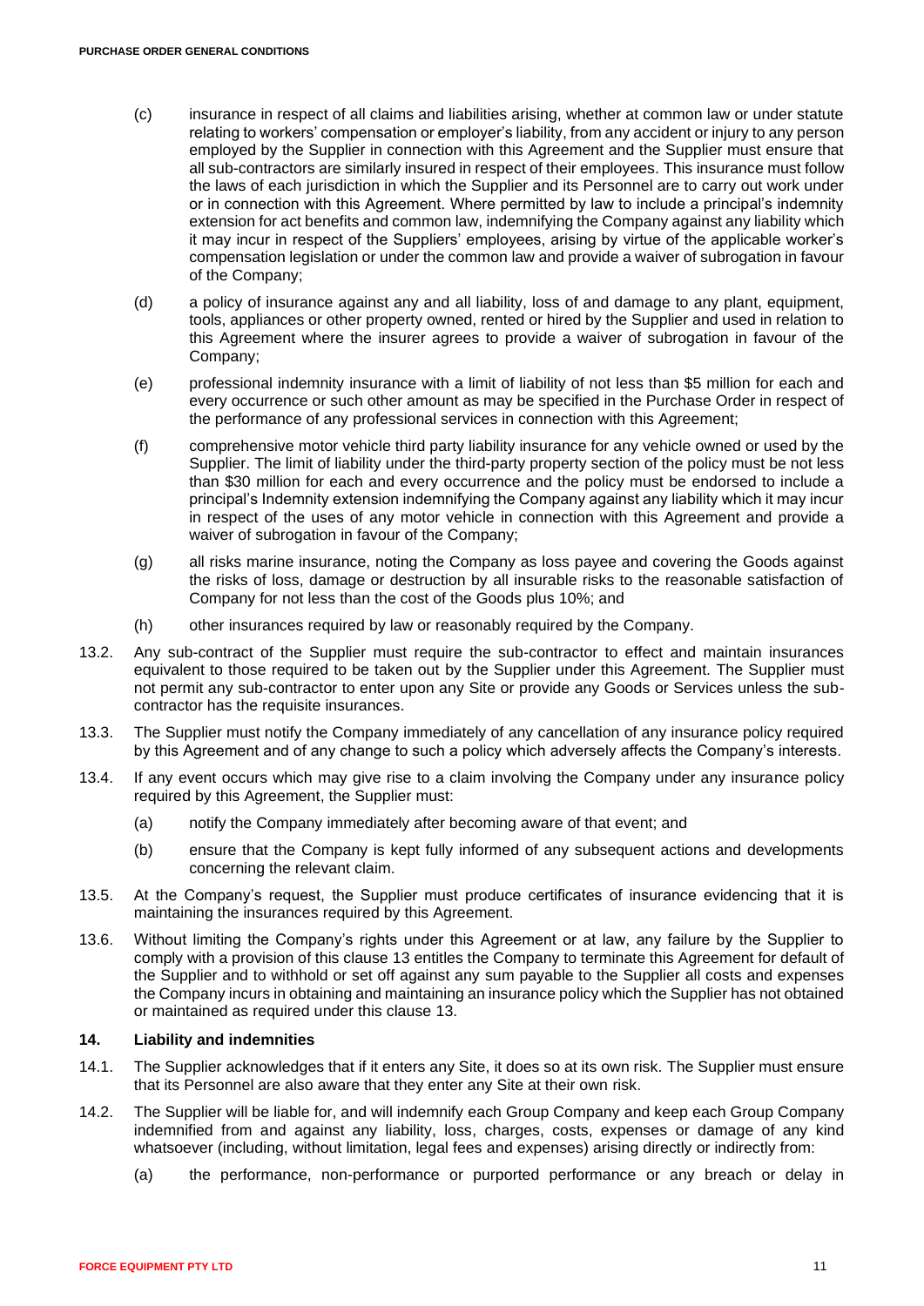(c) insurance in respect of all claims and liabilities arising, whether at common law or under statute relating to workers' compensation or employer's liability, from any accident or injury to any person employed by the Supplier in connection with this Agreement and the Supplier must ensure that all sub-contractors are similarly insured in respect of their employees. This insurance must follow the laws of each jurisdiction in which the Supplier and its Personnel are to carry out work under or in connection with this Agreement. Where permitted by law to include a principal's indemnity extension for act benefits and common law, indemnifying the Company against any liability which it may incur in respect of the Suppliers' employees, arising by virtue of the applicable worker's compensation legislation or under the common law and provide a waiver of subrogation in favour of the Company;

(d) a policy of insurance against any and all liability, loss of and damage to any plant, equipment, tools, appliances or other property owned, rented or hired by the Supplier and used in relation to this Agreement where the insurer agrees to provide a waiver of subrogation in favour of the Company;

(e) professional indemnity insurance with a limit of liability of not less than $5 million for each and every occurrence or such other amount as may be specified in the Purchase Order in respect of the performance of any professional services in connection with this Agreement;

(f) comprehensive motor vehicle third party liability insurance for any vehicle owned or used by the Supplier. The limit of liability under the third-party property section of the policy must be not less than $30 million for each and every occurrence and the policy must be endorsed to include a principal's Indemnity extension indemnifying the Company against any liability which it may incur in respect of the uses of any motor vehicle in connection with this Agreement and provide a waiver of subrogation in favour of the Company;

(g) all risks marine insurance, noting the Company as loss payee and covering the Goods against the risks of loss, damage or destruction by all insurable risks to the reasonable satisfaction of Company for not less than the cost of the Goods plus 10%; and

(h) other insurances required by law or reasonably required by the Company.

13.2. Any sub-contract of the Supplier must require the sub-contractor to effect and maintain insurances equivalent to those required to be taken out by the Supplier under this Agreement. The Supplier must not permit any sub-contractor to enter upon any Site or provide any Goods or Services unless the sub-contractor has the requisite insurances.

13.3. The Supplier must notify the Company immediately of any cancellation of any insurance policy required by this Agreement and of any change to such a policy which adversely affects the Company's interests.

13.4. If any event occurs which may give rise to a claim involving the Company under any insurance policy required by this Agreement, the Supplier must:

(a) notify the Company immediately after becoming aware of that event; and

(b) ensure that the Company is kept fully informed of any subsequent actions and developments concerning the relevant claim.

13.5. At the Company's request, the Supplier must produce certificates of insurance evidencing that it is maintaining the insurances required by this Agreement.

13.6. Without limiting the Company's rights under this Agreement or at law, any failure by the Supplier to comply with a provision of this clause 13 entitles the Company to terminate this Agreement for default of the Supplier and to withhold or set off against any sum payable to the Supplier all costs and expenses the Company incurs in obtaining and maintaining an insurance policy which the Supplier has not obtained or maintained as required under this clause 13.

## 14. Liability and indemnities

14.1. The Supplier acknowledges that if it enters any Site, it does so at its own risk. The Supplier must ensure that its Personnel are also aware that they enter any Site at their own risk.

14.2. The Supplier will be liable for, and will indemnify each Group Company and keep each Group Company indemnified from and against any liability, loss, charges, costs, expenses or damage of any kind whatsoever (including, without limitation, legal fees and expenses) arising directly or indirectly from:

(a) the performance, non-performance or purported performance or any breach or delay in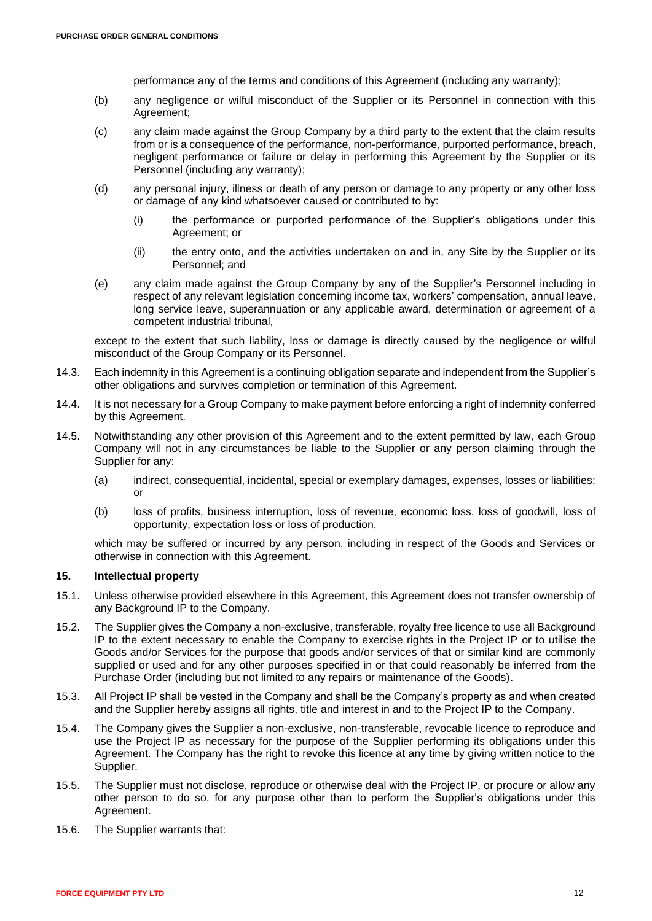performance any of the terms and conditions of this Agreement (including any warranty);

(b) any negligence or wilful misconduct of the Supplier or its Personnel in connection with this Agreement;

(c) any claim made against the Group Company by a third party to the extent that the claim results from or is a consequence of the performance, non-performance, purported performance, breach, negligent performance or failure or delay in performing this Agreement by the Supplier or its Personnel (including any warranty);

(d) any personal injury, illness or death of any person or damage to any property or any other loss or damage of any kind whatsoever caused or contributed to by:

(i) the performance or purported performance of the Supplier's obligations under this Agreement; or

(ii) the entry onto, and the activities undertaken on and in, any Site by the Supplier or its Personnel; and

(e) any claim made against the Group Company by any of the Supplier's Personnel including in respect of any relevant legislation concerning income tax, workers' compensation, annual leave, long service leave, superannuation or any applicable award, determination or agreement of a competent industrial tribunal,

except to the extent that such liability, loss or damage is directly caused by the negligence or wilful misconduct of the Group Company or its Personnel.

14.3. Each indemnity in this Agreement is a continuing obligation separate and independent from the Supplier's other obligations and survives completion or termination of this Agreement.

14.4. It is not necessary for a Group Company to make payment before enforcing a right of indemnity conferred by this Agreement.

14.5. Notwithstanding any other provision of this Agreement and to the extent permitted by law, each Group Company will not in any circumstances be liable to the Supplier or any person claiming through the Supplier for any:

(a) indirect, consequential, incidental, special or exemplary damages, expenses, losses or liabilities; or

(b) loss of profits, business interruption, loss of revenue, economic loss, loss of goodwill, loss of opportunity, expectation loss or loss of production,

which may be suffered or incurred by any person, including in respect of the Goods and Services or otherwise in connection with this Agreement.

## 15. Intellectual property

15.1. Unless otherwise provided elsewhere in this Agreement, this Agreement does not transfer ownership of any Background IP to the Company.

15.2. The Supplier gives the Company a non-exclusive, transferable, royalty free licence to use all Background IP to the extent necessary to enable the Company to exercise rights in the Project IP or to utilise the Goods and/or Services for the purpose that goods and/or services of that or similar kind are commonly supplied or used and for any other purposes specified in or that could reasonably be inferred from the Purchase Order (including but not limited to any repairs or maintenance of the Goods).

15.3. All Project IP shall be vested in the Company and shall be the Company's property as and when created and the Supplier hereby assigns all rights, title and interest in and to the Project IP to the Company.

15.4. The Company gives the Supplier a non-exclusive, non-transferable, revocable licence to reproduce and use the Project IP as necessary for the purpose of the Supplier performing its obligations under this Agreement. The Company has the right to revoke this licence at any time by giving written notice to the Supplier.

15.5. The Supplier must not disclose, reproduce or otherwise deal with the Project IP, or procure or allow any other person to do so, for any purpose other than to perform the Supplier's obligations under this Agreement.

15.6. The Supplier warrants that: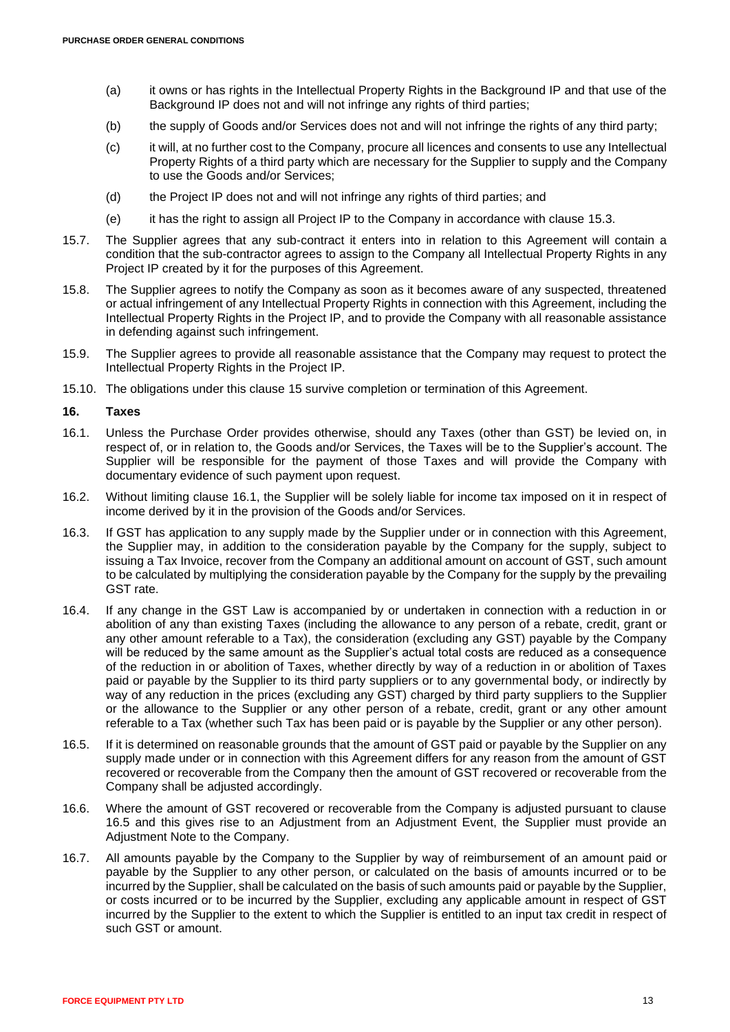(a) it owns or has rights in the Intellectual Property Rights in the Background IP and that use of the Background IP does not and will not infringe any rights of third parties;

(b) the supply of Goods and/or Services does not and will not infringe the rights of any third party;

(c) it will, at no further cost to the Company, procure all licences and consents to use any Intellectual Property Rights of a third party which are necessary for the Supplier to supply and the Company to use the Goods and/or Services;

(d) the Project IP does not and will not infringe any rights of third parties; and

(e) it has the right to assign all Project IP to the Company in accordance with clause 15.3.

15.7. The Supplier agrees that any sub-contract it enters into in relation to this Agreement will contain a condition that the sub-contractor agrees to assign to the Company all Intellectual Property Rights in any Project IP created by it for the purposes of this Agreement.

15.8. The Supplier agrees to notify the Company as soon as it becomes aware of any suspected, threatened or actual infringement of any Intellectual Property Rights in connection with this Agreement, including the Intellectual Property Rights in the Project IP, and to provide the Company with all reasonable assistance in defending against such infringement.

15.9. The Supplier agrees to provide all reasonable assistance that the Company may request to protect the Intellectual Property Rights in the Project IP.

15.10. The obligations under this clause 15 survive completion or termination of this Agreement.

### 16. Taxes

16.1. Unless the Purchase Order provides otherwise, should any Taxes (other than GST) be levied on, in respect of, or in relation to, the Goods and/or Services, the Taxes will be to the Supplier's account. The Supplier will be responsible for the payment of those Taxes and will provide the Company with documentary evidence of such payment upon request.

16.2. Without limiting clause 16.1, the Supplier will be solely liable for income tax imposed on it in respect of income derived by it in the provision of the Goods and/or Services.

16.3. If GST has application to any supply made by the Supplier under or in connection with this Agreement, the Supplier may, in addition to the consideration payable by the Company for the supply, subject to issuing a Tax Invoice, recover from the Company an additional amount on account of GST, such amount to be calculated by multiplying the consideration payable by the Company for the supply by the prevailing GST rate.

16.4. If any change in the GST Law is accompanied by or undertaken in connection with a reduction in or abolition of any than existing Taxes (including the allowance to any person of a rebate, credit, grant or any other amount referable to a Tax), the consideration (excluding any GST) payable by the Company will be reduced by the same amount as the Supplier's actual total costs are reduced as a consequence of the reduction in or abolition of Taxes, whether directly by way of a reduction in or abolition of Taxes paid or payable by the Supplier to its third party suppliers or to any governmental body, or indirectly by way of any reduction in the prices (excluding any GST) charged by third party suppliers to the Supplier or the allowance to the Supplier or any other person of a rebate, credit, grant or any other amount referable to a Tax (whether such Tax has been paid or is payable by the Supplier or any other person).

16.5. If it is determined on reasonable grounds that the amount of GST paid or payable by the Supplier on any supply made under or in connection with this Agreement differs for any reason from the amount of GST recovered or recoverable from the Company then the amount of GST recovered or recoverable from the Company shall be adjusted accordingly.

16.6. Where the amount of GST recovered or recoverable from the Company is adjusted pursuant to clause 16.5 and this gives rise to an Adjustment from an Adjustment Event, the Supplier must provide an Adjustment Note to the Company.

16.7. All amounts payable by the Company to the Supplier by way of reimbursement of an amount paid or payable by the Supplier to any other person, or calculated on the basis of amounts incurred or to be incurred by the Supplier, shall be calculated on the basis of such amounts paid or payable by the Supplier, or costs incurred or to be incurred by the Supplier, excluding any applicable amount in respect of GST incurred by the Supplier to the extent to which the Supplier is entitled to an input tax credit in respect of such GST or amount.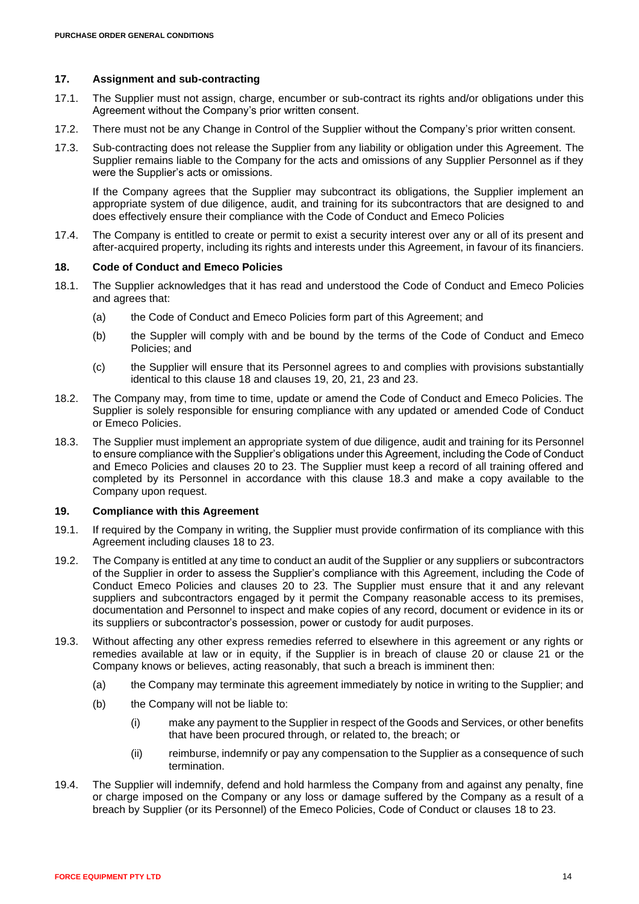## 17. Assignment and sub-contracting

17.1. The Supplier must not assign, charge, encumber or sub-contract its rights and/or obligations under this Agreement without the Company's prior written consent.

17.2. There must not be any Change in Control of the Supplier without the Company's prior written consent.

17.3. Sub-contracting does not release the Supplier from any liability or obligation under this Agreement. The Supplier remains liable to the Company for the acts and omissions of any Supplier Personnel as if they were the Supplier's acts or omissions.

If the Company agrees that the Supplier may subcontract its obligations, the Supplier implement an appropriate system of due diligence, audit, and training for its subcontractors that are designed to and does effectively ensure their compliance with the Code of Conduct and Emeco Policies

17.4. The Company is entitled to create or permit to exist a security interest over any or all of its present and after-acquired property, including its rights and interests under this Agreement, in favour of its financiers.

## 18. Code of Conduct and Emeco Policies

18.1. The Supplier acknowledges that it has read and understood the Code of Conduct and Emeco Policies and agrees that:

(a) the Code of Conduct and Emeco Policies form part of this Agreement; and

(b) the Suppler will comply with and be bound by the terms of the Code of Conduct and Emeco Policies; and

(c) the Supplier will ensure that its Personnel agrees to and complies with provisions substantially identical to this clause 18 and clauses 19, 20, 21, 23 and 23.

18.2. The Company may, from time to time, update or amend the Code of Conduct and Emeco Policies. The Supplier is solely responsible for ensuring compliance with any updated or amended Code of Conduct or Emeco Policies.

18.3. The Supplier must implement an appropriate system of due diligence, audit and training for its Personnel to ensure compliance with the Supplier's obligations under this Agreement, including the Code of Conduct and Emeco Policies and clauses 20 to 23. The Supplier must keep a record of all training offered and completed by its Personnel in accordance with this clause 18.3 and make a copy available to the Company upon request.

## 19. Compliance with this Agreement

19.1. If required by the Company in writing, the Supplier must provide confirmation of its compliance with this Agreement including clauses 18 to 23.

19.2. The Company is entitled at any time to conduct an audit of the Supplier or any suppliers or subcontractors of the Supplier in order to assess the Supplier's compliance with this Agreement, including the Code of Conduct Emeco Policies and clauses 20 to 23. The Supplier must ensure that it and any relevant suppliers and subcontractors engaged by it permit the Company reasonable access to its premises, documentation and Personnel to inspect and make copies of any record, document or evidence in its or its suppliers or subcontractor's possession, power or custody for audit purposes.

19.3. Without affecting any other express remedies referred to elsewhere in this agreement or any rights or remedies available at law or in equity, if the Supplier is in breach of clause 20 or clause 21 or the Company knows or believes, acting reasonably, that such a breach is imminent then:

(a) the Company may terminate this agreement immediately by notice in writing to the Supplier; and

(b) the Company will not be liable to:

(i) make any payment to the Supplier in respect of the Goods and Services, or other benefits that have been procured through, or related to, the breach; or

(ii) reimburse, indemnify or pay any compensation to the Supplier as a consequence of such termination.

19.4. The Supplier will indemnify, defend and hold harmless the Company from and against any penalty, fine or charge imposed on the Company or any loss or damage suffered by the Company as a result of a breach by Supplier (or its Personnel) of the Emeco Policies, Code of Conduct or clauses 18 to 23.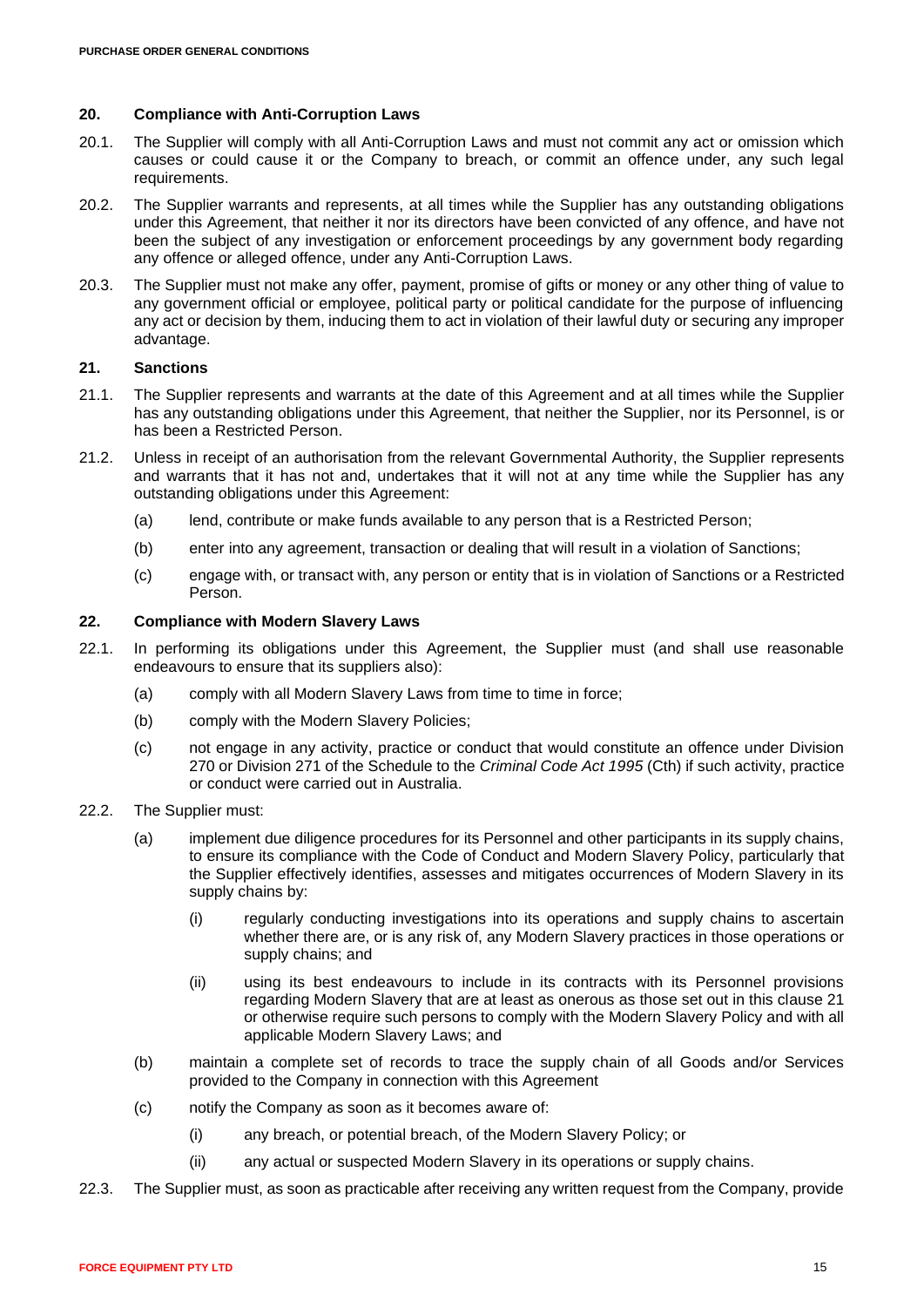## 20. Compliance with Anti-Corruption Laws

20.1. The Supplier will comply with all Anti-Corruption Laws and must not commit any act or omission which causes or could cause it or the Company to breach, or commit an offence under, any such legal requirements.

20.2. The Supplier warrants and represents, at all times while the Supplier has any outstanding obligations under this Agreement, that neither it nor its directors have been convicted of any offence, and have not been the subject of any investigation or enforcement proceedings by any government body regarding any offence or alleged offence, under any Anti-Corruption Laws.

20.3. The Supplier must not make any offer, payment, promise of gifts or money or any other thing of value to any government official or employee, political party or political candidate for the purpose of influencing any act or decision by them, inducing them to act in violation of their lawful duty or securing any improper advantage.

## 21. Sanctions

21.1. The Supplier represents and warrants at the date of this Agreement and at all times while the Supplier has any outstanding obligations under this Agreement, that neither the Supplier, nor its Personnel, is or has been a Restricted Person.

21.2. Unless in receipt of an authorisation from the relevant Governmental Authority, the Supplier represents and warrants that it has not and, undertakes that it will not at any time while the Supplier has any outstanding obligations under this Agreement:

(a) lend, contribute or make funds available to any person that is a Restricted Person;

(b) enter into any agreement, transaction or dealing that will result in a violation of Sanctions;

(c) engage with, or transact with, any person or entity that is in violation of Sanctions or a Restricted Person.

## 22. Compliance with Modern Slavery Laws

22.1. In performing its obligations under this Agreement, the Supplier must (and shall use reasonable endeavours to ensure that its suppliers also):

(a) comply with all Modern Slavery Laws from time to time in force;

(b) comply with the Modern Slavery Policies;

(c) not engage in any activity, practice or conduct that would constitute an offence under Division 270 or Division 271 of the Schedule to the *Criminal Code Act 1995* (Cth) if such activity, practice or conduct were carried out in Australia.

22.2. The Supplier must:

(a) implement due diligence procedures for its Personnel and other participants in its supply chains, to ensure its compliance with the Code of Conduct and Modern Slavery Policy, particularly that the Supplier effectively identifies, assesses and mitigates occurrences of Modern Slavery in its supply chains by:

(i) regularly conducting investigations into its operations and supply chains to ascertain whether there are, or is any risk of, any Modern Slavery practices in those operations or supply chains; and

(ii) using its best endeavours to include in its contracts with its Personnel provisions regarding Modern Slavery that are at least as onerous as those set out in this clause 21 or otherwise require such persons to comply with the Modern Slavery Policy and with all applicable Modern Slavery Laws; and

(b) maintain a complete set of records to trace the supply chain of all Goods and/or Services provided to the Company in connection with this Agreement

(c) notify the Company as soon as it becomes aware of:

(i) any breach, or potential breach, of the Modern Slavery Policy; or

(ii) any actual or suspected Modern Slavery in its operations or supply chains.

22.3. The Supplier must, as soon as practicable after receiving any written request from the Company, provide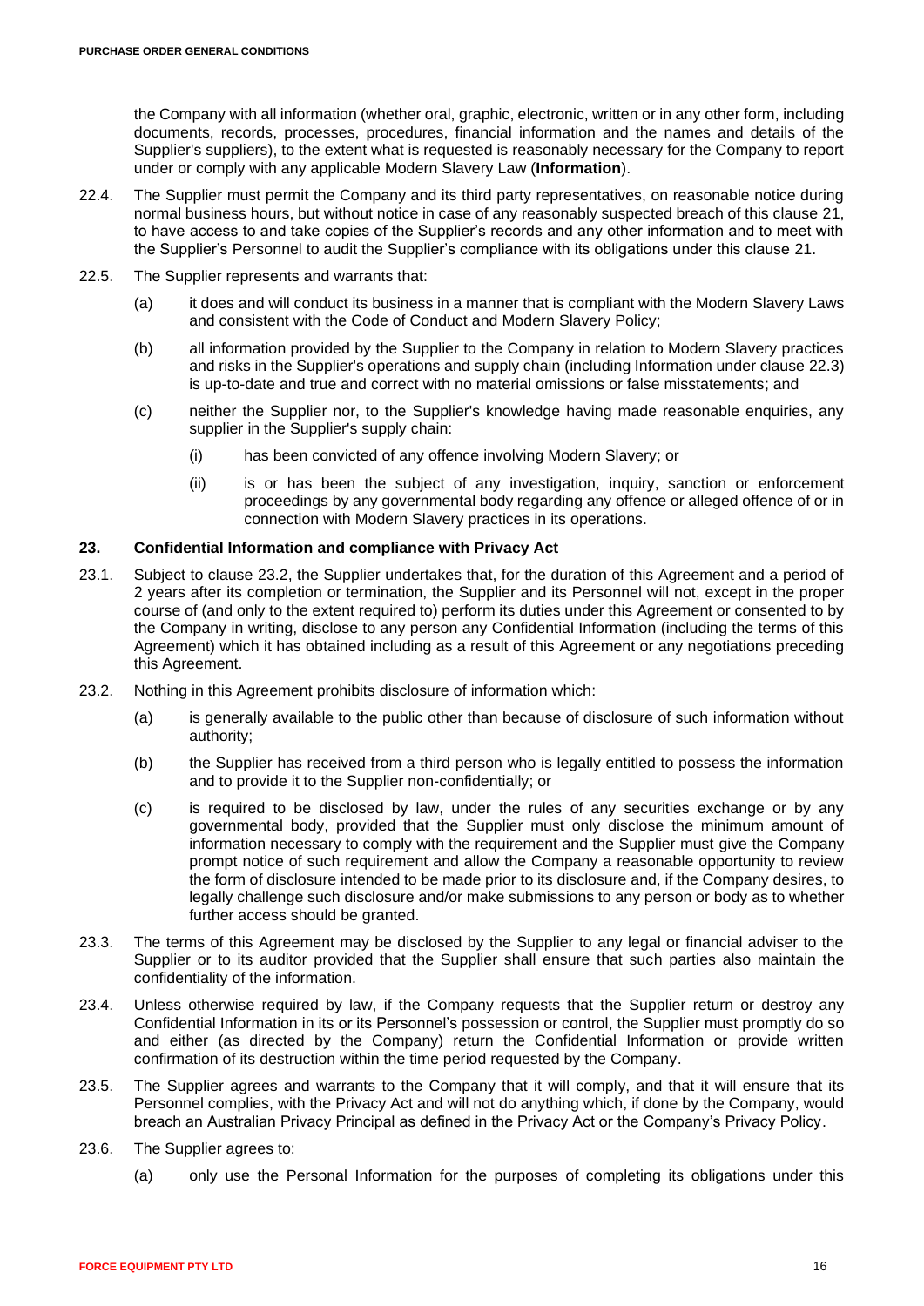the Company with all information (whether oral, graphic, electronic, written or in any other form, including documents, records, processes, procedures, financial information and the names and details of the Supplier's suppliers), to the extent what is requested is reasonably necessary for the Company to report under or comply with any applicable Modern Slavery Law (**Information**).

22.4. The Supplier must permit the Company and its third party representatives, on reasonable notice during normal business hours, but without notice in case of any reasonably suspected breach of this clause 21, to have access to and take copies of the Supplier's records and any other information and to meet with the Supplier's Personnel to audit the Supplier's compliance with its obligations under this clause 21.

22.5. The Supplier represents and warrants that:

(a) it does and will conduct its business in a manner that is compliant with the Modern Slavery Laws and consistent with the Code of Conduct and Modern Slavery Policy;

(b) all information provided by the Supplier to the Company in relation to Modern Slavery practices and risks in the Supplier's operations and supply chain (including Information under clause 22.3) is up-to-date and true and correct with no material omissions or false misstatements; and

(c) neither the Supplier nor, to the Supplier's knowledge having made reasonable enquiries, any supplier in the Supplier's supply chain:

(i) has been convicted of any offence involving Modern Slavery; or

(ii) is or has been the subject of any investigation, inquiry, sanction or enforcement proceedings by any governmental body regarding any offence or alleged offence of or in connection with Modern Slavery practices in its operations.

## 23. Confidential Information and compliance with Privacy Act

23.1. Subject to clause 23.2, the Supplier undertakes that, for the duration of this Agreement and a period of 2 years after its completion or termination, the Supplier and its Personnel will not, except in the proper course of (and only to the extent required to) perform its duties under this Agreement or consented to by the Company in writing, disclose to any person any Confidential Information (including the terms of this Agreement) which it has obtained including as a result of this Agreement or any negotiations preceding this Agreement.

23.2. Nothing in this Agreement prohibits disclosure of information which:

(a) is generally available to the public other than because of disclosure of such information without authority;

(b) the Supplier has received from a third person who is legally entitled to possess the information and to provide it to the Supplier non-confidentially; or

(c) is required to be disclosed by law, under the rules of any securities exchange or by any governmental body, provided that the Supplier must only disclose the minimum amount of information necessary to comply with the requirement and the Supplier must give the Company prompt notice of such requirement and allow the Company a reasonable opportunity to review the form of disclosure intended to be made prior to its disclosure and, if the Company desires, to legally challenge such disclosure and/or make submissions to any person or body as to whether further access should be granted.

23.3. The terms of this Agreement may be disclosed by the Supplier to any legal or financial adviser to the Supplier or to its auditor provided that the Supplier shall ensure that such parties also maintain the confidentiality of the information.

23.4. Unless otherwise required by law, if the Company requests that the Supplier return or destroy any Confidential Information in its or its Personnel's possession or control, the Supplier must promptly do so and either (as directed by the Company) return the Confidential Information or provide written confirmation of its destruction within the time period requested by the Company.

23.5. The Supplier agrees and warrants to the Company that it will comply, and that it will ensure that its Personnel complies, with the Privacy Act and will not do anything which, if done by the Company, would breach an Australian Privacy Principal as defined in the Privacy Act or the Company's Privacy Policy.

23.6. The Supplier agrees to:

(a) only use the Personal Information for the purposes of completing its obligations under this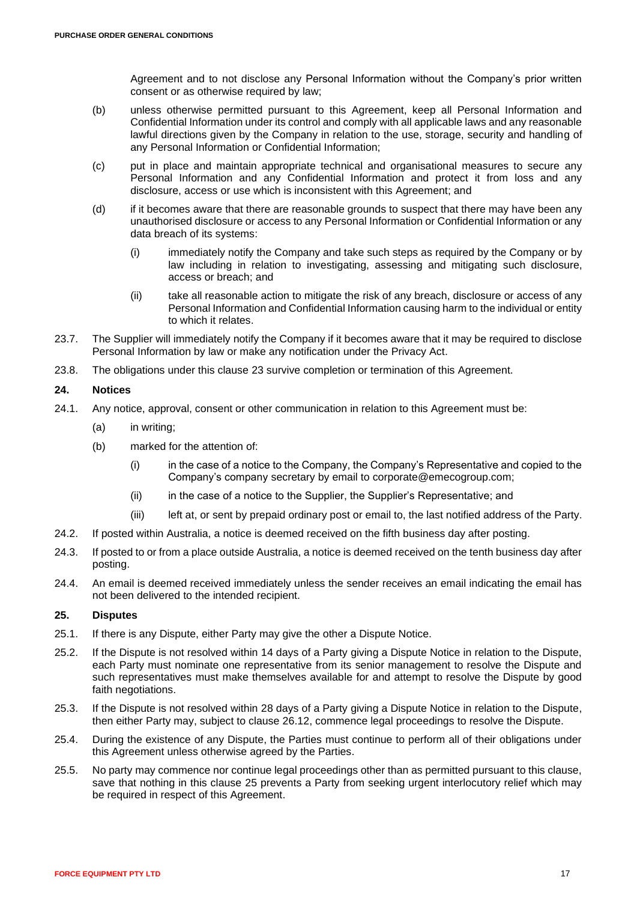Agreement and to not disclose any Personal Information without the Company's prior written consent or as otherwise required by law;

(b) unless otherwise permitted pursuant to this Agreement, keep all Personal Information and Confidential Information under its control and comply with all applicable laws and any reasonable lawful directions given by the Company in relation to the use, storage, security and handling of any Personal Information or Confidential Information;

(c) put in place and maintain appropriate technical and organisational measures to secure any Personal Information and any Confidential Information and protect it from loss and any disclosure, access or use which is inconsistent with this Agreement; and

(d) if it becomes aware that there are reasonable grounds to suspect that there may have been any unauthorised disclosure or access to any Personal Information or Confidential Information or any data breach of its systems:

  (i) immediately notify the Company and take such steps as required by the Company or by law including in relation to investigating, assessing and mitigating such disclosure, access or breach; and

  (ii) take all reasonable action to mitigate the risk of any breach, disclosure or access of any Personal Information and Confidential Information causing harm to the individual or entity to which it relates.

23.7. The Supplier will immediately notify the Company if it becomes aware that it may be required to disclose Personal Information by law or make any notification under the Privacy Act.

23.8. The obligations under this clause 23 survive completion or termination of this Agreement.

**24. Notices**

24.1. Any notice, approval, consent or other communication in relation to this Agreement must be:

(a) in writing;

(b) marked for the attention of:

  (i) in the case of a notice to the Company, the Company's Representative and copied to the Company's company secretary by email to corporate@emecogroup.com;

  (ii) in the case of a notice to the Supplier, the Supplier's Representative; and

  (iii) left at, or sent by prepaid ordinary post or email to, the last notified address of the Party.

24.2. If posted within Australia, a notice is deemed received on the fifth business day after posting.

24.3. If posted to or from a place outside Australia, a notice is deemed received on the tenth business day after posting.

24.4. An email is deemed received immediately unless the sender receives an email indicating the email has not been delivered to the intended recipient.

**25. Disputes**

25.1. If there is any Dispute, either Party may give the other a Dispute Notice.

25.2. If the Dispute is not resolved within 14 days of a Party giving a Dispute Notice in relation to the Dispute, each Party must nominate one representative from its senior management to resolve the Dispute and such representatives must make themselves available for and attempt to resolve the Dispute by good faith negotiations.

25.3. If the Dispute is not resolved within 28 days of a Party giving a Dispute Notice in relation to the Dispute, then either Party may, subject to clause 26.12, commence legal proceedings to resolve the Dispute.

25.4. During the existence of any Dispute, the Parties must continue to perform all of their obligations under this Agreement unless otherwise agreed by the Parties.

25.5. No party may commence nor continue legal proceedings other than as permitted pursuant to this clause, save that nothing in this clause 25 prevents a Party from seeking urgent interlocutory relief which may be required in respect of this Agreement.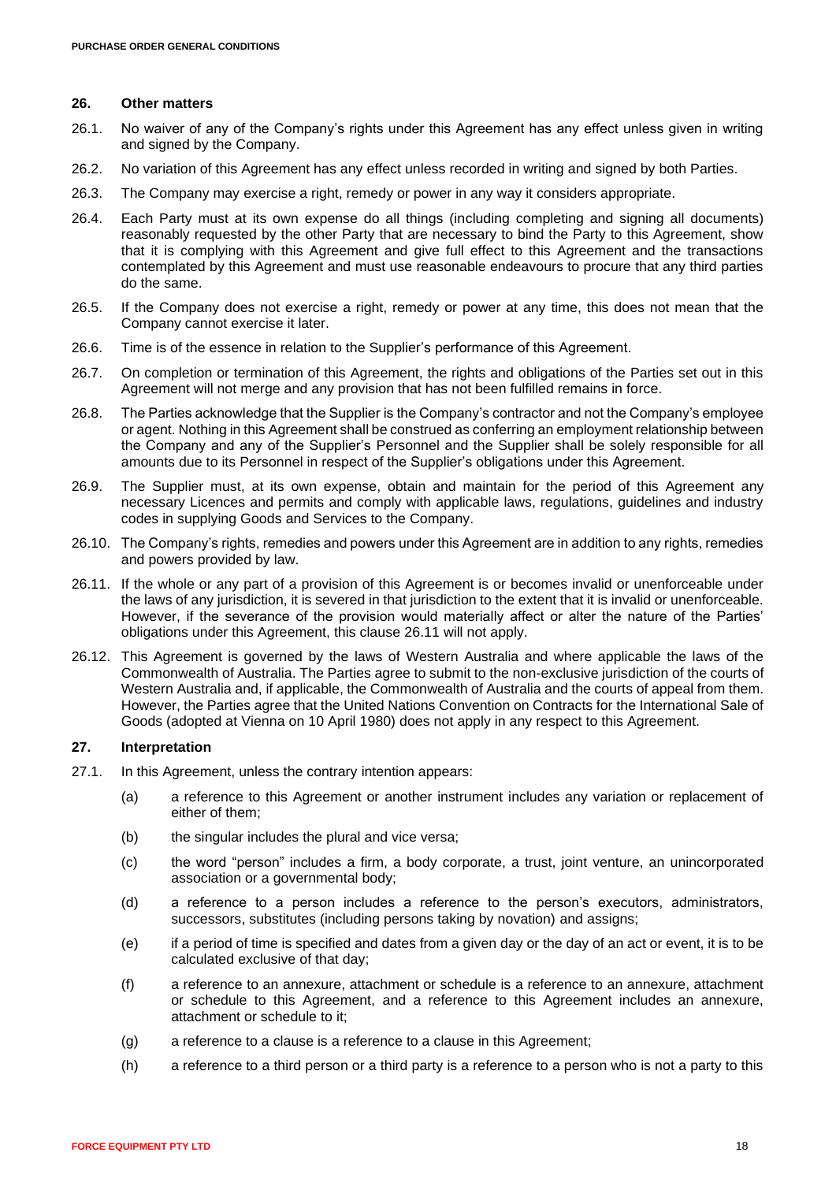## 26. Other matters

26.1. No waiver of any of the Company's rights under this Agreement has any effect unless given in writing and signed by the Company.

26.2. No variation of this Agreement has any effect unless recorded in writing and signed by both Parties.

26.3. The Company may exercise a right, remedy or power in any way it considers appropriate.

26.4. Each Party must at its own expense do all things (including completing and signing all documents) reasonably requested by the other Party that are necessary to bind the Party to this Agreement, show that it is complying with this Agreement and give full effect to this Agreement and the transactions contemplated by this Agreement and must use reasonable endeavours to procure that any third parties do the same.

26.5. If the Company does not exercise a right, remedy or power at any time, this does not mean that the Company cannot exercise it later.

26.6. Time is of the essence in relation to the Supplier's performance of this Agreement.

26.7. On completion or termination of this Agreement, the rights and obligations of the Parties set out in this Agreement will not merge and any provision that has not been fulfilled remains in force.

26.8. The Parties acknowledge that the Supplier is the Company's contractor and not the Company's employee or agent. Nothing in this Agreement shall be construed as conferring an employment relationship between the Company and any of the Supplier's Personnel and the Supplier shall be solely responsible for all amounts due to its Personnel in respect of the Supplier's obligations under this Agreement.

26.9. The Supplier must, at its own expense, obtain and maintain for the period of this Agreement any necessary Licences and permits and comply with applicable laws, regulations, guidelines and industry codes in supplying Goods and Services to the Company.

26.10. The Company's rights, remedies and powers under this Agreement are in addition to any rights, remedies and powers provided by law.

26.11. If the whole or any part of a provision of this Agreement is or becomes invalid or unenforceable under the laws of any jurisdiction, it is severed in that jurisdiction to the extent that it is invalid or unenforceable. However, if the severance of the provision would materially affect or alter the nature of the Parties' obligations under this Agreement, this clause 26.11 will not apply.

26.12. This Agreement is governed by the laws of Western Australia and where applicable the laws of the Commonwealth of Australia. The Parties agree to submit to the non-exclusive jurisdiction of the courts of Western Australia and, if applicable, the Commonwealth of Australia and the courts of appeal from them. However, the Parties agree that the United Nations Convention on Contracts for the International Sale of Goods (adopted at Vienna on 10 April 1980) does not apply in any respect to this Agreement.

## 27. Interpretation

27.1. In this Agreement, unless the contrary intention appears:

(a) a reference to this Agreement or another instrument includes any variation or replacement of either of them;

(b) the singular includes the plural and vice versa;

(c) the word "person" includes a firm, a body corporate, a trust, joint venture, an unincorporated association or a governmental body;

(d) a reference to a person includes a reference to the person's executors, administrators, successors, substitutes (including persons taking by novation) and assigns;

(e) if a period of time is specified and dates from a given day or the day of an act or event, it is to be calculated exclusive of that day;

(f) a reference to an annexure, attachment or schedule is a reference to an annexure, attachment or schedule to this Agreement, and a reference to this Agreement includes an annexure, attachment or schedule to it;

(g) a reference to a clause is a reference to a clause in this Agreement;

(h) a reference to a third person or a third party is a reference to a person who is not a party to this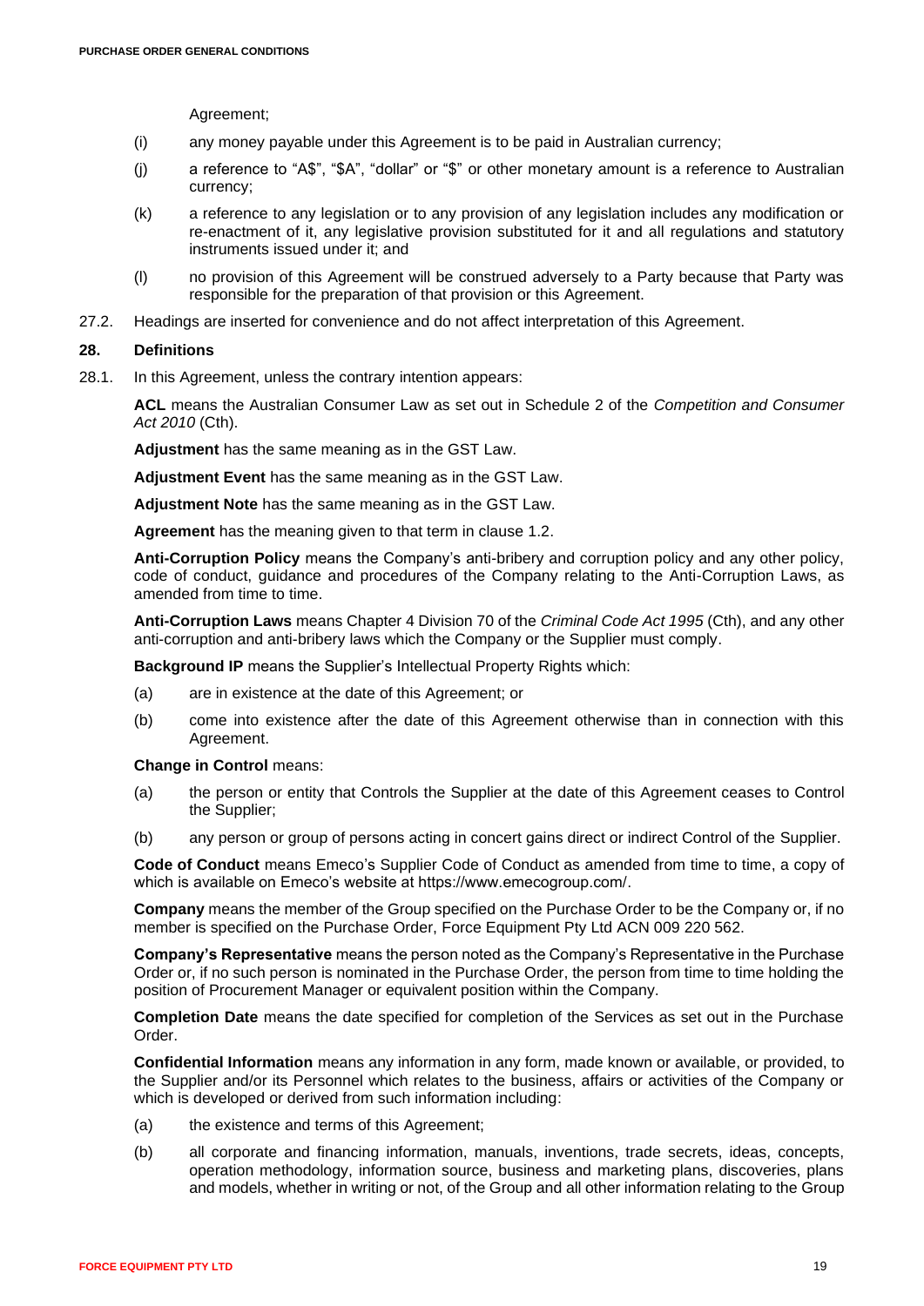Agreement;

(i) any money payable under this Agreement is to be paid in Australian currency;

(j) a reference to "A$", "$A", "dollar" or "$" or other monetary amount is a reference to Australian currency;

(k) a reference to any legislation or to any provision of any legislation includes any modification or re-enactment of it, any legislative provision substituted for it and all regulations and statutory instruments issued under it; and

(l) no provision of this Agreement will be construed adversely to a Party because that Party was responsible for the preparation of that provision or this Agreement.

27.2. Headings are inserted for convenience and do not affect interpretation of this Agreement.

### 28. Definitions

28.1. In this Agreement, unless the contrary intention appears:

**ACL** means the Australian Consumer Law as set out in Schedule 2 of the *Competition and Consumer Act 2010* (Cth).

**Adjustment** has the same meaning as in the GST Law.

**Adjustment Event** has the same meaning as in the GST Law.

**Adjustment Note** has the same meaning as in the GST Law.

**Agreement** has the meaning given to that term in clause 1.2.

**Anti-Corruption Policy** means the Company's anti-bribery and corruption policy and any other policy, code of conduct, guidance and procedures of the Company relating to the Anti-Corruption Laws, as amended from time to time.

**Anti-Corruption Laws** means Chapter 4 Division 70 of the *Criminal Code Act 1995* (Cth), and any other anti-corruption and anti-bribery laws which the Company or the Supplier must comply.

**Background IP** means the Supplier's Intellectual Property Rights which:

(a) are in existence at the date of this Agreement; or

(b) come into existence after the date of this Agreement otherwise than in connection with this Agreement.

**Change in Control** means:

(a) the person or entity that Controls the Supplier at the date of this Agreement ceases to Control the Supplier;

(b) any person or group of persons acting in concert gains direct or indirect Control of the Supplier.

**Code of Conduct** means Emeco's Supplier Code of Conduct as amended from time to time, a copy of which is available on Emeco's website at https://www.emecogroup.com/.

**Company** means the member of the Group specified on the Purchase Order to be the Company or, if no member is specified on the Purchase Order, Force Equipment Pty Ltd ACN 009 220 562.

**Company's Representative** means the person noted as the Company's Representative in the Purchase Order or, if no such person is nominated in the Purchase Order, the person from time to time holding the position of Procurement Manager or equivalent position within the Company.

**Completion Date** means the date specified for completion of the Services as set out in the Purchase Order.

**Confidential Information** means any information in any form, made known or available, or provided, to the Supplier and/or its Personnel which relates to the business, affairs or activities of the Company or which is developed or derived from such information including:

(a) the existence and terms of this Agreement;

(b) all corporate and financing information, manuals, inventions, trade secrets, ideas, concepts, operation methodology, information source, business and marketing plans, discoveries, plans and models, whether in writing or not, of the Group and all other information relating to the Group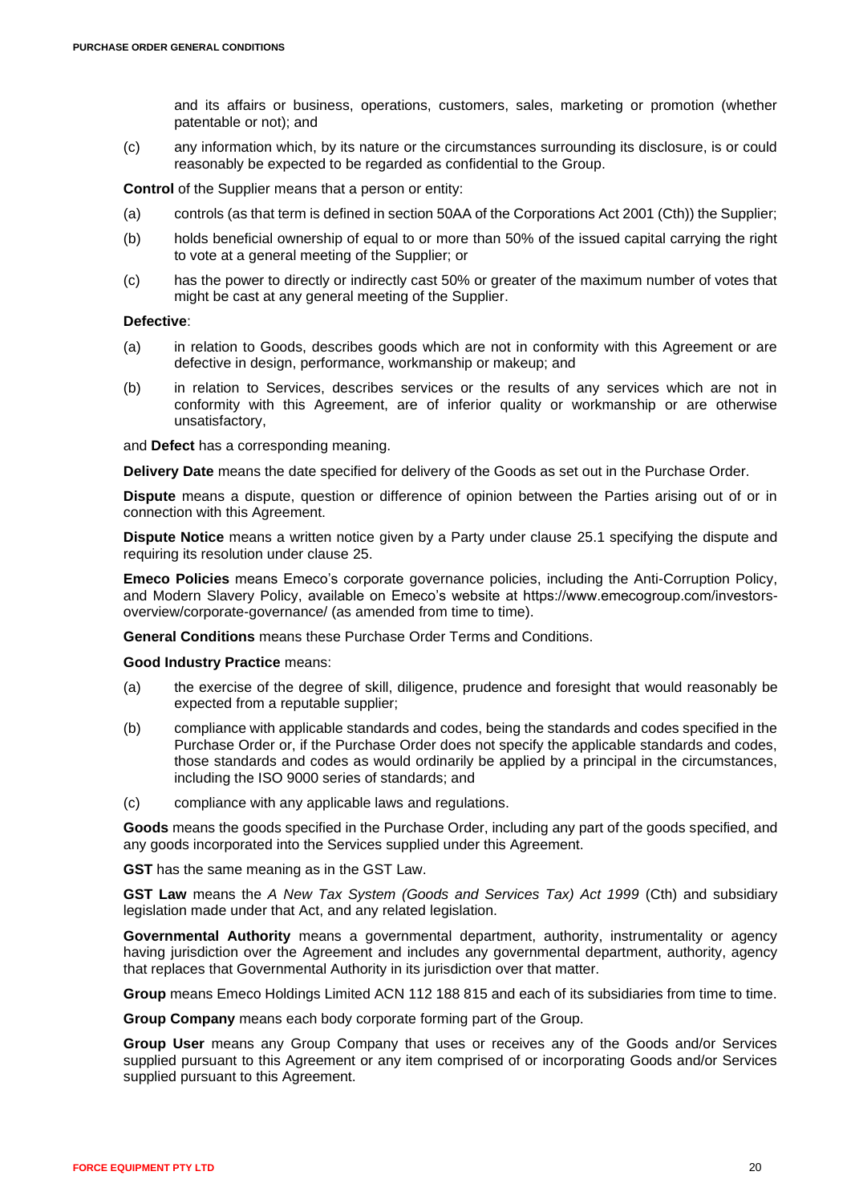and its affairs or business, operations, customers, sales, marketing or promotion (whether patentable or not); and

(c) any information which, by its nature or the circumstances surrounding its disclosure, is or could reasonably be expected to be regarded as confidential to the Group.

**Control** of the Supplier means that a person or entity:

(a) controls (as that term is defined in section 50AA of the Corporations Act 2001 (Cth)) the Supplier;

(b) holds beneficial ownership of equal to or more than 50% of the issued capital carrying the right to vote at a general meeting of the Supplier; or

(c) has the power to directly or indirectly cast 50% or greater of the maximum number of votes that might be cast at any general meeting of the Supplier.

**Defective**:

(a) in relation to Goods, describes goods which are not in conformity with this Agreement or are defective in design, performance, workmanship or makeup; and

(b) in relation to Services, describes services or the results of any services which are not in conformity with this Agreement, are of inferior quality or workmanship or are otherwise unsatisfactory,

and **Defect** has a corresponding meaning.

**Delivery Date** means the date specified for delivery of the Goods as set out in the Purchase Order.

**Dispute** means a dispute, question or difference of opinion between the Parties arising out of or in connection with this Agreement.

**Dispute Notice** means a written notice given by a Party under clause 25.1 specifying the dispute and requiring its resolution under clause 25.

**Emeco Policies** means Emeco's corporate governance policies, including the Anti-Corruption Policy, and Modern Slavery Policy, available on Emeco's website at https://www.emecogroup.com/investors-overview/corporate-governance/ (as amended from time to time).

**General Conditions** means these Purchase Order Terms and Conditions.

**Good Industry Practice** means:

(a) the exercise of the degree of skill, diligence, prudence and foresight that would reasonably be expected from a reputable supplier;

(b) compliance with applicable standards and codes, being the standards and codes specified in the Purchase Order or, if the Purchase Order does not specify the applicable standards and codes, those standards and codes as would ordinarily be applied by a principal in the circumstances, including the ISO 9000 series of standards; and

(c) compliance with any applicable laws and regulations.

**Goods** means the goods specified in the Purchase Order, including any part of the goods specified, and any goods incorporated into the Services supplied under this Agreement.

**GST** has the same meaning as in the GST Law.

**GST Law** means the *A New Tax System (Goods and Services Tax) Act 1999* (Cth) and subsidiary legislation made under that Act, and any related legislation.

**Governmental Authority** means a governmental department, authority, instrumentality or agency having jurisdiction over the Agreement and includes any governmental department, authority, agency that replaces that Governmental Authority in its jurisdiction over that matter.

**Group** means Emeco Holdings Limited ACN 112 188 815 and each of its subsidiaries from time to time.

**Group Company** means each body corporate forming part of the Group.

**Group User** means any Group Company that uses or receives any of the Goods and/or Services supplied pursuant to this Agreement or any item comprised of or incorporating Goods and/or Services supplied pursuant to this Agreement.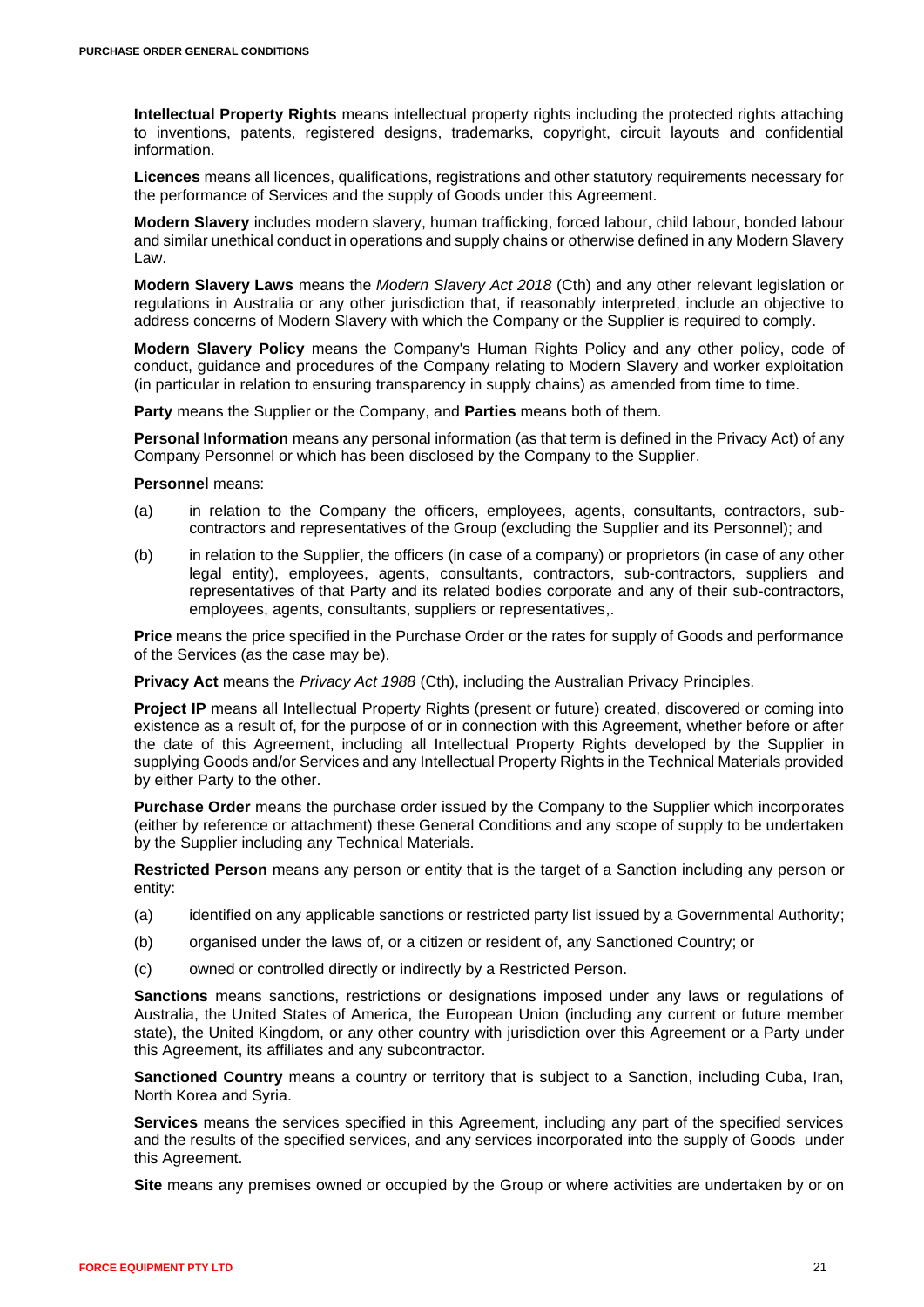**Intellectual Property Rights** means intellectual property rights including the protected rights attaching to inventions, patents, registered designs, trademarks, copyright, circuit layouts and confidential information.

**Licences** means all licences, qualifications, registrations and other statutory requirements necessary for the performance of Services and the supply of Goods under this Agreement.

**Modern Slavery** includes modern slavery, human trafficking, forced labour, child labour, bonded labour and similar unethical conduct in operations and supply chains or otherwise defined in any Modern Slavery Law.

**Modern Slavery Laws** means the *Modern Slavery Act 2018* (Cth) and any other relevant legislation or regulations in Australia or any other jurisdiction that, if reasonably interpreted, include an objective to address concerns of Modern Slavery with which the Company or the Supplier is required to comply.

**Modern Slavery Policy** means the Company's Human Rights Policy and any other policy, code of conduct, guidance and procedures of the Company relating to Modern Slavery and worker exploitation (in particular in relation to ensuring transparency in supply chains) as amended from time to time.

**Party** means the Supplier or the Company, and **Parties** means both of them.

**Personal Information** means any personal information (as that term is defined in the Privacy Act) of any Company Personnel or which has been disclosed by the Company to the Supplier.

**Personnel** means:

(a) in relation to the Company the officers, employees, agents, consultants, contractors, sub-contractors and representatives of the Group (excluding the Supplier and its Personnel); and

(b) in relation to the Supplier, the officers (in case of a company) or proprietors (in case of any other legal entity), employees, agents, consultants, contractors, sub-contractors, suppliers and representatives of that Party and its related bodies corporate and any of their sub-contractors, employees, agents, consultants, suppliers or representatives,.

**Price** means the price specified in the Purchase Order or the rates for supply of Goods and performance of the Services (as the case may be).

**Privacy Act** means the *Privacy Act 1988* (Cth), including the Australian Privacy Principles.

**Project IP** means all Intellectual Property Rights (present or future) created, discovered or coming into existence as a result of, for the purpose of or in connection with this Agreement, whether before or after the date of this Agreement, including all Intellectual Property Rights developed by the Supplier in supplying Goods and/or Services and any Intellectual Property Rights in the Technical Materials provided by either Party to the other.

**Purchase Order** means the purchase order issued by the Company to the Supplier which incorporates (either by reference or attachment) these General Conditions and any scope of supply to be undertaken by the Supplier including any Technical Materials.

**Restricted Person** means any person or entity that is the target of a Sanction including any person or entity:

(a) identified on any applicable sanctions or restricted party list issued by a Governmental Authority;

(b) organised under the laws of, or a citizen or resident of, any Sanctioned Country; or

(c) owned or controlled directly or indirectly by a Restricted Person.

**Sanctions** means sanctions, restrictions or designations imposed under any laws or regulations of Australia, the United States of America, the European Union (including any current or future member state), the United Kingdom, or any other country with jurisdiction over this Agreement or a Party under this Agreement, its affiliates and any subcontractor.

**Sanctioned Country** means a country or territory that is subject to a Sanction, including Cuba, Iran, North Korea and Syria.

**Services** means the services specified in this Agreement, including any part of the specified services and the results of the specified services, and any services incorporated into the supply of Goods under this Agreement.

**Site** means any premises owned or occupied by the Group or where activities are undertaken by or on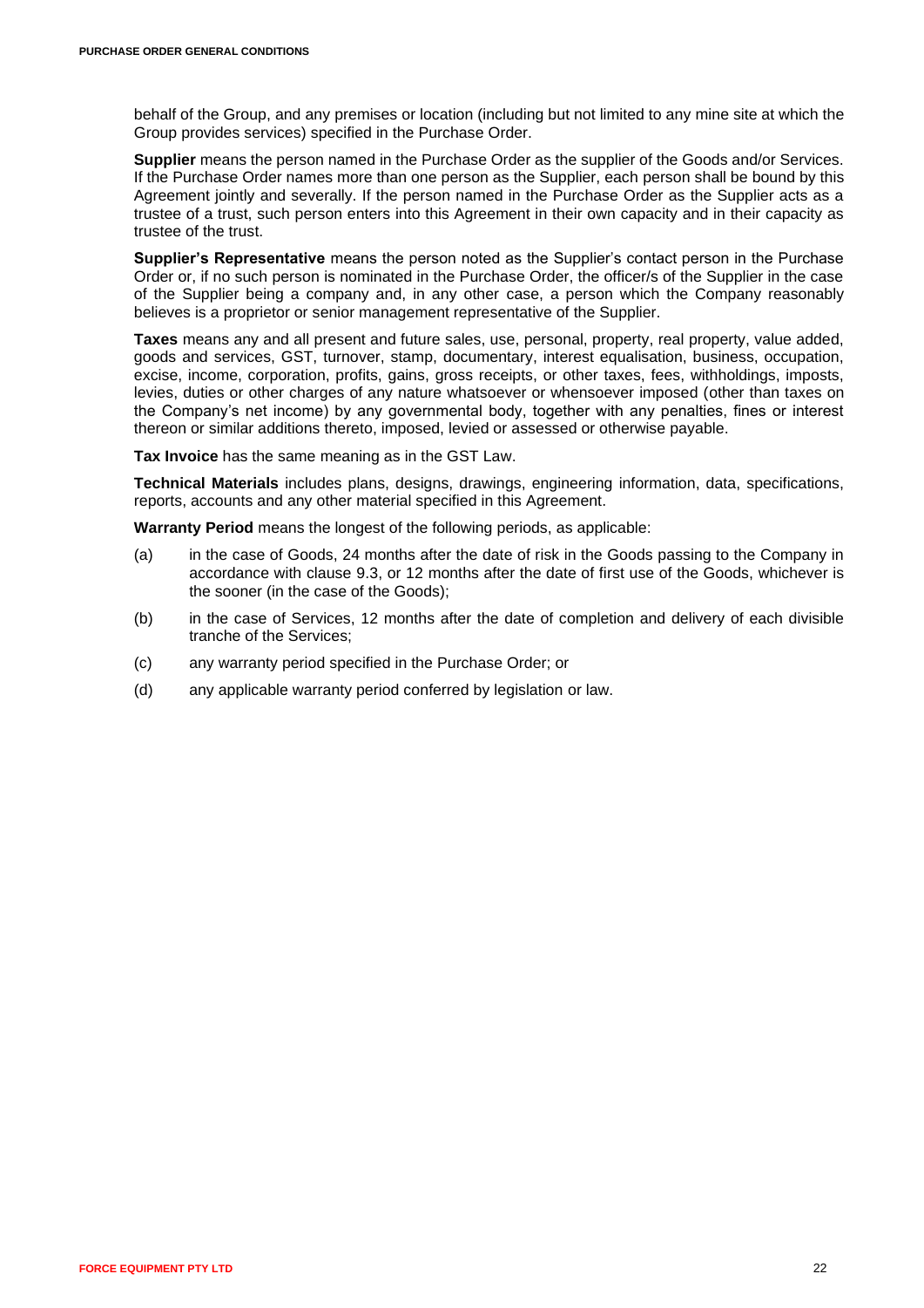behalf of the Group, and any premises or location (including but not limited to any mine site at which the Group provides services) specified in the Purchase Order.

**Supplier** means the person named in the Purchase Order as the supplier of the Goods and/or Services. If the Purchase Order names more than one person as the Supplier, each person shall be bound by this Agreement jointly and severally. If the person named in the Purchase Order as the Supplier acts as a trustee of a trust, such person enters into this Agreement in their own capacity and in their capacity as trustee of the trust.

**Supplier's Representative** means the person noted as the Supplier's contact person in the Purchase Order or, if no such person is nominated in the Purchase Order, the officer/s of the Supplier in the case of the Supplier being a company and, in any other case, a person which the Company reasonably believes is a proprietor or senior management representative of the Supplier.

**Taxes** means any and all present and future sales, use, personal, property, real property, value added, goods and services, GST, turnover, stamp, documentary, interest equalisation, business, occupation, excise, income, corporation, profits, gains, gross receipts, or other taxes, fees, withholdings, imposts, levies, duties or other charges of any nature whatsoever or whensoever imposed (other than taxes on the Company's net income) by any governmental body, together with any penalties, fines or interest thereon or similar additions thereto, imposed, levied or assessed or otherwise payable.

**Tax Invoice** has the same meaning as in the GST Law.

**Technical Materials** includes plans, designs, drawings, engineering information, data, specifications, reports, accounts and any other material specified in this Agreement.

**Warranty Period** means the longest of the following periods, as applicable:

(a) in the case of Goods, 24 months after the date of risk in the Goods passing to the Company in accordance with clause 9.3, or 12 months after the date of first use of the Goods, whichever is the sooner (in the case of the Goods);

(b) in the case of Services, 12 months after the date of completion and delivery of each divisible tranche of the Services;

(c) any warranty period specified in the Purchase Order; or

(d) any applicable warranty period conferred by legislation or law.